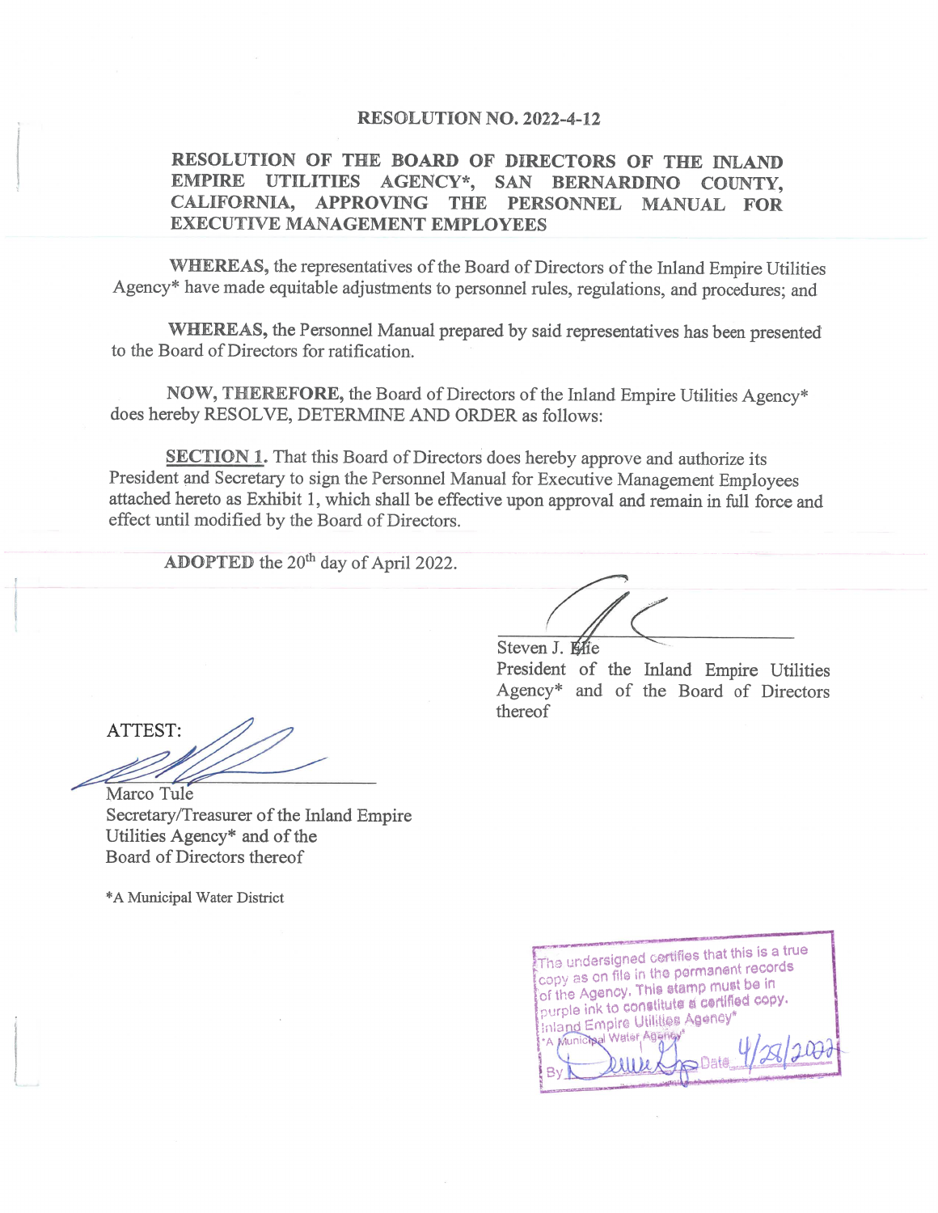# RESOLUTION NO. 2022-4-12

## RESOLUTION OF THE BOARD OF DIRECTORS OF THE INLAND EMPIRE UTILITIES AGENCY*, SAN BERNARDINO COUNTY, CALIFORNIA, APPROVING THE PERSONNEL MANUAL FOR EXECUTIVE MANAGEMENT EMPLOYEES

**WHEREAS,** the representatives of the Board of Directors of the Inland Empire Utilities Agency* have made equitable adjustments to personnel rules, regulations, and procedures; and

**WHEREAS,** the Personnel Manual prepared by said representatives has been presented to the Board of Directors for ratification.

**NOW, THEREFORE,** the Board of Directors of the Inland Empire Utilities Agency* does hereby RESOLVE, DETERMINE AND ORDER as follows:

**SECTION 1.** That this Board of Directors does hereby approve and authorize its President and Secretary to sign the Personnel Manual for Executive Management Employees attached hereto as Exhibit 1, which shall be effective upon approval and remain in full force and effect until modified by the Board of Directors.

**ADOPTED** the 20th day of April 2022.

Steven J. Elie
President of the Inland Empire Utilities Agency* and of the Board of Directors thereof

ATTEST:

Marco Tule
Secretary/Treasurer of the Inland Empire Utilities Agency* and of the Board of Directors thereof

*A Municipal Water District

The undersigned certifies that this is a true copy as on file in the permanent records of the Agency. This stamp must be in purple ink to constitute a certified copy.
Inland Empire Utilities Agency*
*A Municipal Water Agency
By ________ Date 4/28/2022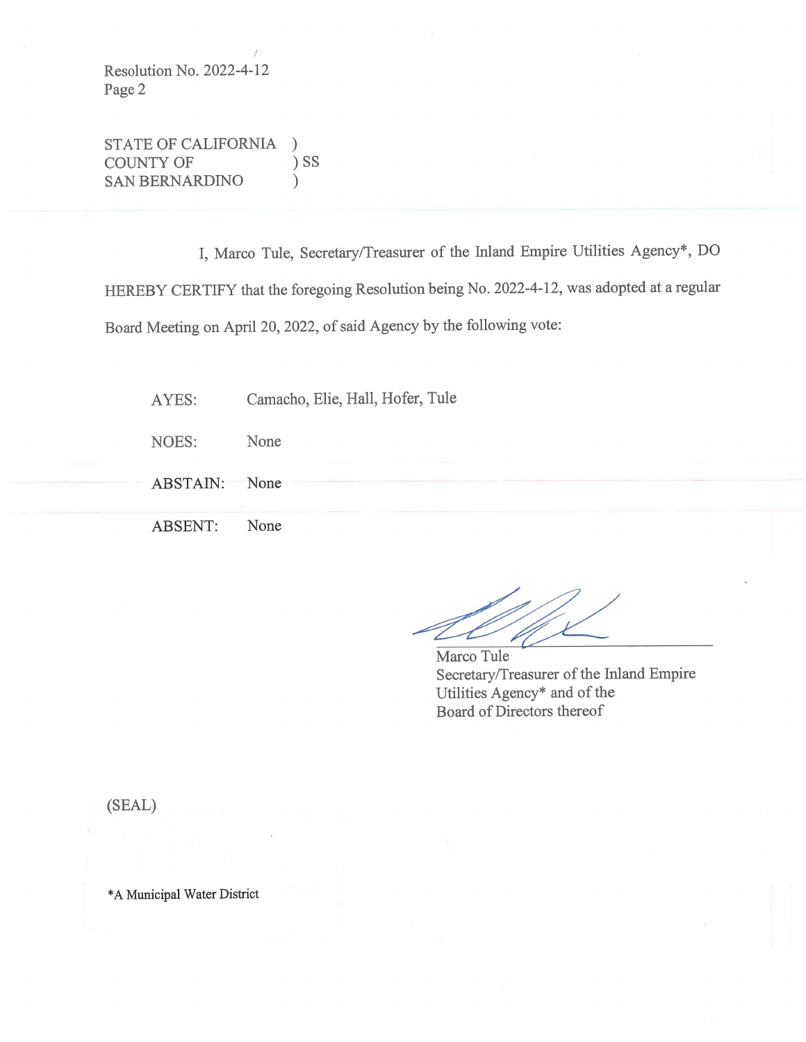Resolution No. 2022-4-12
Page 2

STATE OF CALIFORNIA )
COUNTY OF ) SS
SAN BERNARDINO )

I, Marco Tule, Secretary/Treasurer of the Inland Empire Utilities Agency*, DO HEREBY CERTIFY that the foregoing Resolution being No. 2022-4-12, was adopted at a regular Board Meeting on April 20, 2022, of said Agency by the following vote:

AYES: Camacho, Elie, Hall, Hofer, Tule

NOES: None

ABSTAIN: None

ABSENT: None

Marco Tule
Secretary/Treasurer of the Inland Empire Utilities Agency* and of the Board of Directors thereof

(SEAL)

*A Municipal Water District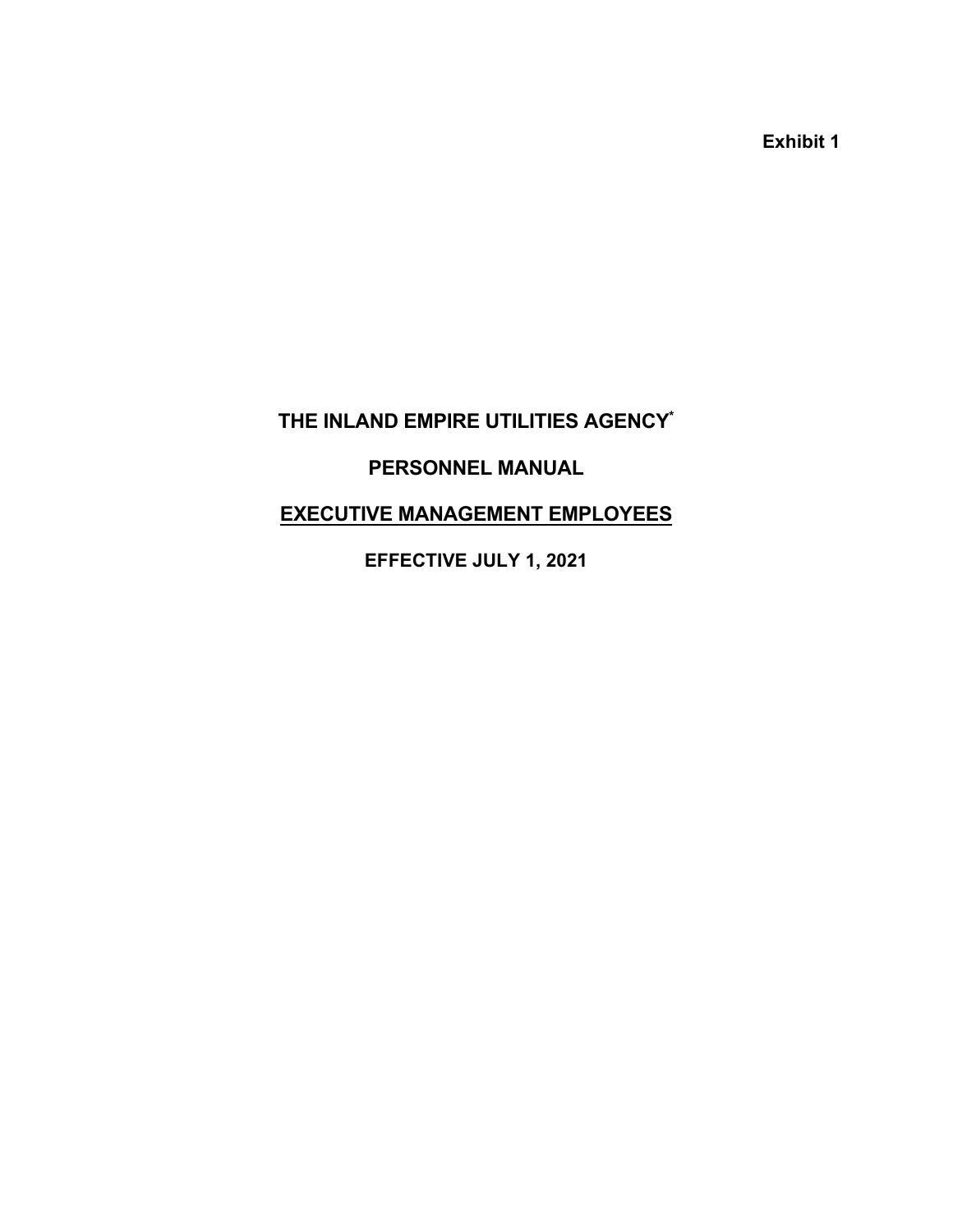**Exhibit 1**

# THE INLAND EMPIRE UTILITIES AGENCY*

## PERSONNEL MANUAL

## <u>EXECUTIVE MANAGEMENT EMPLOYEES</u>

**EFFECTIVE JULY 1, 2021**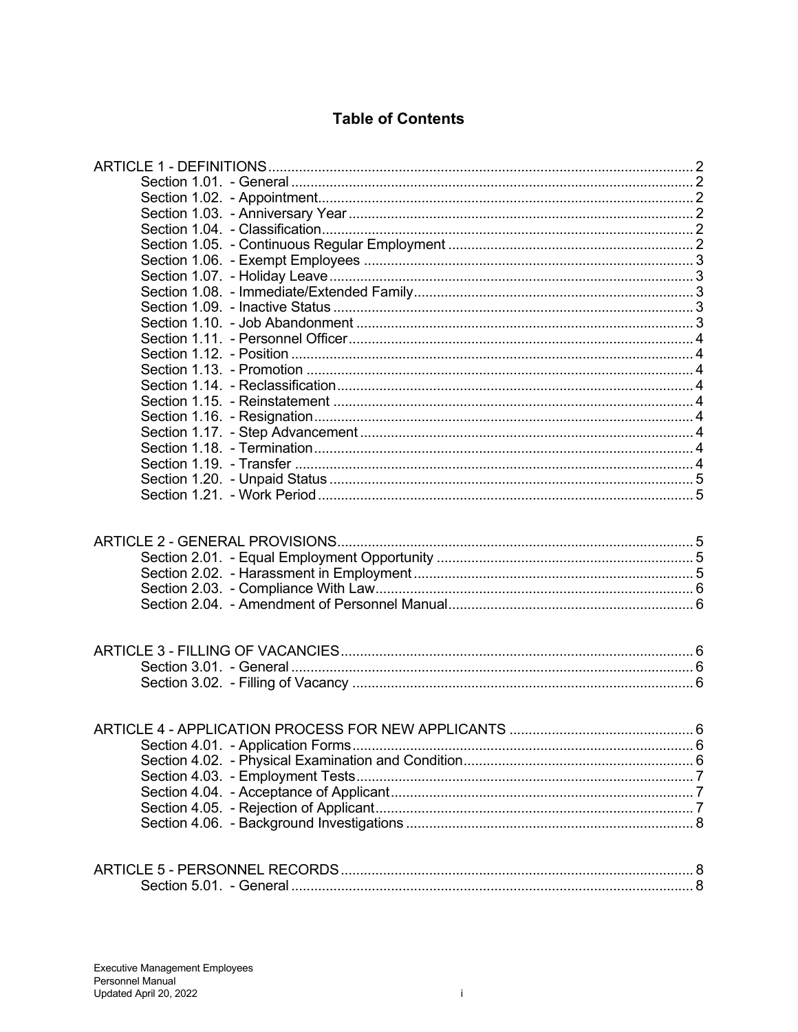# Table of Contents

ARTICLE 1 - DEFINITIONS ... 2
- Section 1.01. - General ... 2
- Section 1.02. - Appointment ... 2
- Section 1.03. - Anniversary Year ... 2
- Section 1.04. - Classification ... 2
- Section 1.05. - Continuous Regular Employment ... 2
- Section 1.06. - Exempt Employees ... 3
- Section 1.07. - Holiday Leave ... 3
- Section 1.08. - Immediate/Extended Family ... 3
- Section 1.09. - Inactive Status ... 3
- Section 1.10. - Job Abandonment ... 3
- Section 1.11. - Personnel Officer ... 4
- Section 1.12. - Position ... 4
- Section 1.13. - Promotion ... 4
- Section 1.14. - Reclassification ... 4
- Section 1.15. - Reinstatement ... 4
- Section 1.16. - Resignation ... 4
- Section 1.17. - Step Advancement ... 4
- Section 1.18. - Termination ... 4
- Section 1.19. - Transfer ... 4
- Section 1.20. - Unpaid Status ... 5
- Section 1.21. - Work Period ... 5

ARTICLE 2 - GENERAL PROVISIONS ... 5
- Section 2.01. - Equal Employment Opportunity ... 5
- Section 2.02. - Harassment in Employment ... 5
- Section 2.03. - Compliance With Law ... 6
- Section 2.04. - Amendment of Personnel Manual ... 6

ARTICLE 3 - FILLING OF VACANCIES ... 6
- Section 3.01. - General ... 6
- Section 3.02. - Filling of Vacancy ... 6

ARTICLE 4 - APPLICATION PROCESS FOR NEW APPLICANTS ... 6
- Section 4.01. - Application Forms ... 6
- Section 4.02. - Physical Examination and Condition ... 6
- Section 4.03. - Employment Tests ... 7
- Section 4.04. - Acceptance of Applicant ... 7
- Section 4.05. - Rejection of Applicant ... 7
- Section 4.06. - Background Investigations ... 8

ARTICLE 5 - PERSONNEL RECORDS ... 8
- Section 5.01. - General ... 8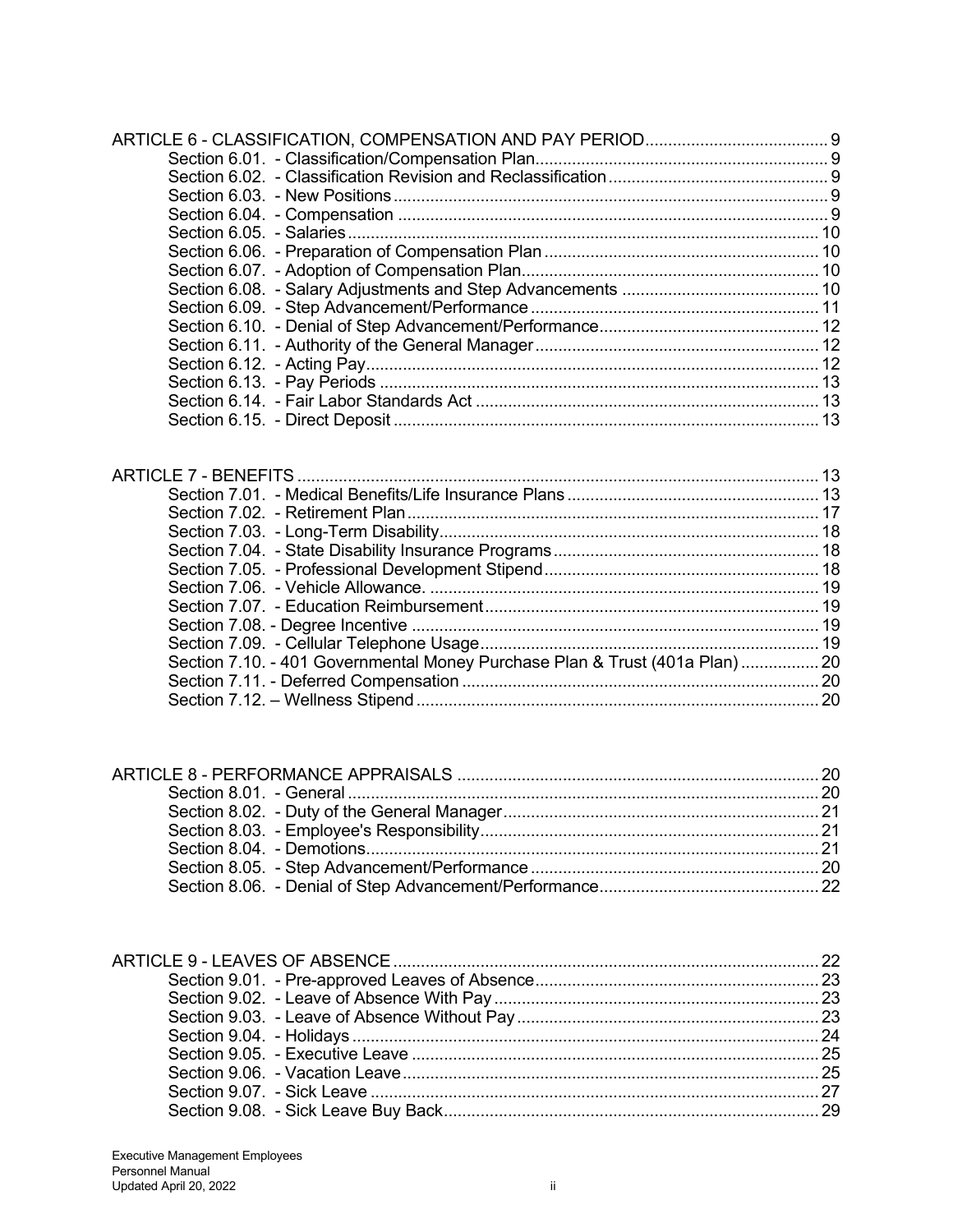ARTICLE 6 - CLASSIFICATION, COMPENSATION AND PAY PERIOD .......... 9
- Section 6.01. - Classification/Compensation Plan .......... 9
- Section 6.02. - Classification Revision and Reclassification .......... 9
- Section 6.03. - New Positions .......... 9
- Section 6.04. - Compensation .......... 9
- Section 6.05. - Salaries .......... 10
- Section 6.06. - Preparation of Compensation Plan .......... 10
- Section 6.07. - Adoption of Compensation Plan .......... 10
- Section 6.08. - Salary Adjustments and Step Advancements .......... 10
- Section 6.09. - Step Advancement/Performance .......... 11
- Section 6.10. - Denial of Step Advancement/Performance .......... 12
- Section 6.11. - Authority of the General Manager .......... 12
- Section 6.12. - Acting Pay .......... 12
- Section 6.13. - Pay Periods .......... 13
- Section 6.14. - Fair Labor Standards Act .......... 13
- Section 6.15. - Direct Deposit .......... 13

ARTICLE 7 - BENEFITS .......... 13
- Section 7.01. - Medical Benefits/Life Insurance Plans .......... 13
- Section 7.02. - Retirement Plan .......... 17
- Section 7.03. - Long-Term Disability .......... 18
- Section 7.04. - State Disability Insurance Programs .......... 18
- Section 7.05. - Professional Development Stipend .......... 18
- Section 7.06. - Vehicle Allowance. .......... 19
- Section 7.07. - Education Reimbursement .......... 19
- Section 7.08. - Degree Incentive .......... 19
- Section 7.09. - Cellular Telephone Usage .......... 19
- Section 7.10. - 401 Governmental Money Purchase Plan & Trust (401a Plan) .......... 20
- Section 7.11. - Deferred Compensation .......... 20
- Section 7.12. – Wellness Stipend .......... 20

ARTICLE 8 - PERFORMANCE APPRAISALS .......... 20
- Section 8.01. - General .......... 20
- Section 8.02. - Duty of the General Manager .......... 21
- Section 8.03. - Employee's Responsibility .......... 21
- Section 8.04. - Demotions .......... 21
- Section 8.05. - Step Advancement/Performance .......... 20
- Section 8.06. - Denial of Step Advancement/Performance .......... 22

ARTICLE 9 - LEAVES OF ABSENCE .......... 22
- Section 9.01. - Pre-approved Leaves of Absence .......... 23
- Section 9.02. - Leave of Absence With Pay .......... 23
- Section 9.03. - Leave of Absence Without Pay .......... 23
- Section 9.04. - Holidays .......... 24
- Section 9.05. - Executive Leave .......... 25
- Section 9.06. - Vacation Leave .......... 25
- Section 9.07. - Sick Leave .......... 27
- Section 9.08. - Sick Leave Buy Back .......... 29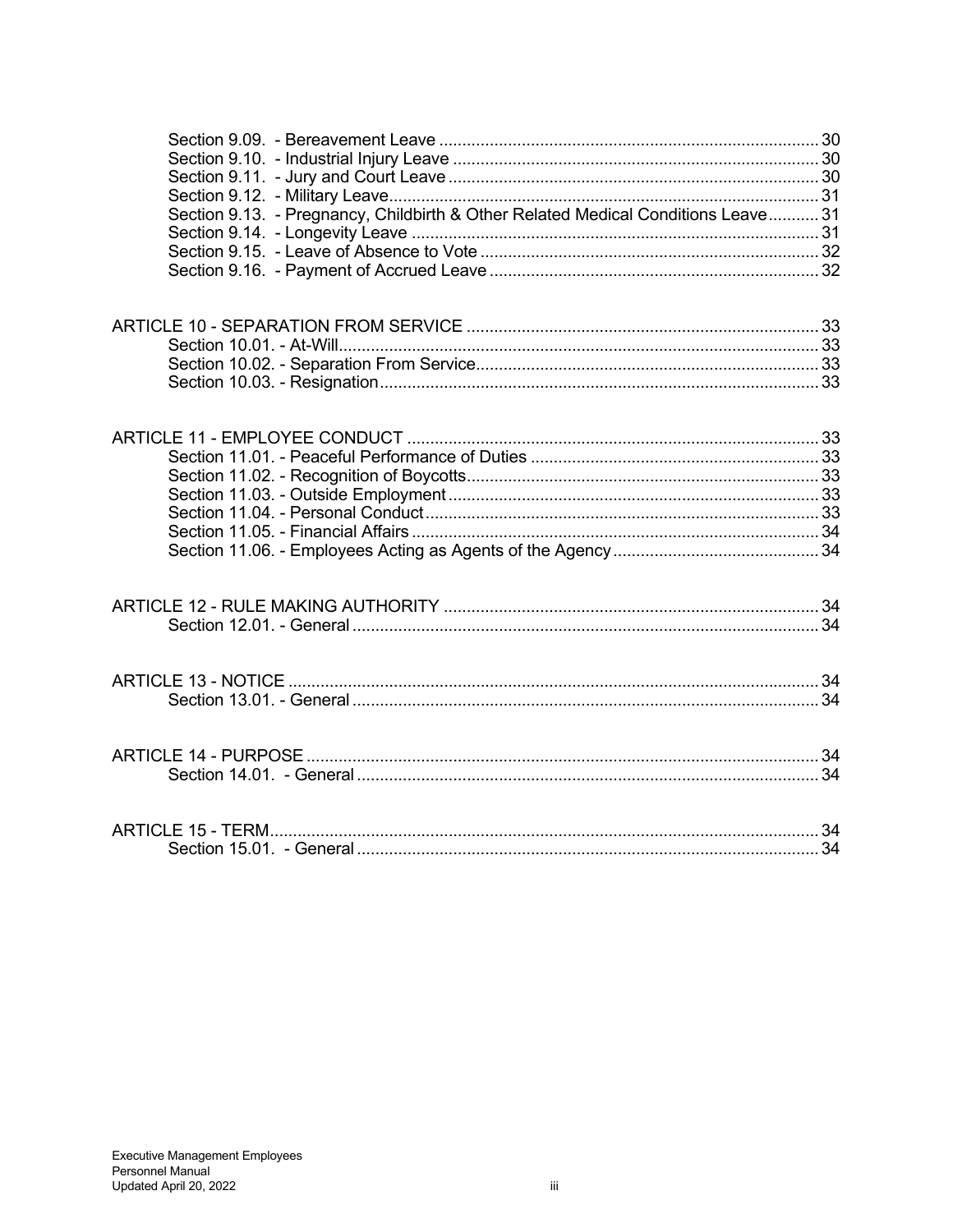Section 9.09. - Bereavement Leave ..... 30
Section 9.10. - Industrial Injury Leave ..... 30
Section 9.11. - Jury and Court Leave ..... 30
Section 9.12. - Military Leave ..... 31
Section 9.13. - Pregnancy, Childbirth & Other Related Medical Conditions Leave ..... 31
Section 9.14. - Longevity Leave ..... 31
Section 9.15. - Leave of Absence to Vote ..... 32
Section 9.16. - Payment of Accrued Leave ..... 32

ARTICLE 10 - SEPARATION FROM SERVICE ..... 33
Section 10.01. - At-Will ..... 33
Section 10.02. - Separation From Service ..... 33
Section 10.03. - Resignation ..... 33

ARTICLE 11 - EMPLOYEE CONDUCT ..... 33
Section 11.01. - Peaceful Performance of Duties ..... 33
Section 11.02. - Recognition of Boycotts ..... 33
Section 11.03. - Outside Employment ..... 33
Section 11.04. - Personal Conduct ..... 33
Section 11.05. - Financial Affairs ..... 34
Section 11.06. - Employees Acting as Agents of the Agency ..... 34

ARTICLE 12 - RULE MAKING AUTHORITY ..... 34
Section 12.01. - General ..... 34

ARTICLE 13 - NOTICE ..... 34
Section 13.01. - General ..... 34

ARTICLE 14 - PURPOSE ..... 34
Section 14.01. - General ..... 34

ARTICLE 15 - TERM ..... 34
Section 15.01. - General ..... 34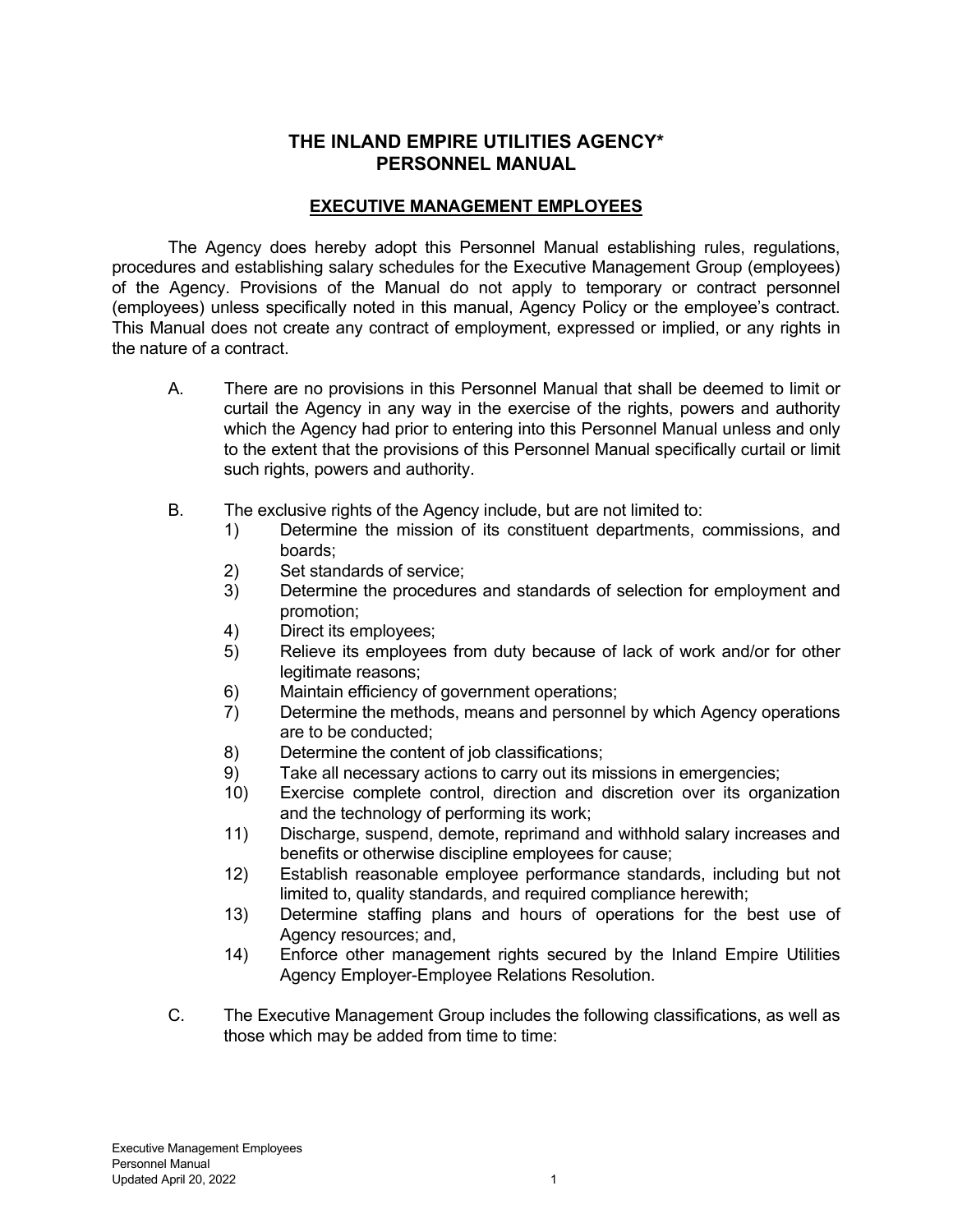# THE INLAND EMPIRE UTILITIES AGENCY*
# PERSONNEL MANUAL

## EXECUTIVE MANAGEMENT EMPLOYEES

The Agency does hereby adopt this Personnel Manual establishing rules, regulations, procedures and establishing salary schedules for the Executive Management Group (employees) of the Agency. Provisions of the Manual do not apply to temporary or contract personnel (employees) unless specifically noted in this manual, Agency Policy or the employee's contract. This Manual does not create any contract of employment, expressed or implied, or any rights in the nature of a contract.

A. There are no provisions in this Personnel Manual that shall be deemed to limit or curtail the Agency in any way in the exercise of the rights, powers and authority which the Agency had prior to entering into this Personnel Manual unless and only to the extent that the provisions of this Personnel Manual specifically curtail or limit such rights, powers and authority.

B. The exclusive rights of the Agency include, but are not limited to:
   1) Determine the mission of its constituent departments, commissions, and boards;
   2) Set standards of service;
   3) Determine the procedures and standards of selection for employment and promotion;
   4) Direct its employees;
   5) Relieve its employees from duty because of lack of work and/or for other legitimate reasons;
   6) Maintain efficiency of government operations;
   7) Determine the methods, means and personnel by which Agency operations are to be conducted;
   8) Determine the content of job classifications;
   9) Take all necessary actions to carry out its missions in emergencies;
   10) Exercise complete control, direction and discretion over its organization and the technology of performing its work;
   11) Discharge, suspend, demote, reprimand and withhold salary increases and benefits or otherwise discipline employees for cause;
   12) Establish reasonable employee performance standards, including but not limited to, quality standards, and required compliance herewith;
   13) Determine staffing plans and hours of operations for the best use of Agency resources; and,
   14) Enforce other management rights secured by the Inland Empire Utilities Agency Employer-Employee Relations Resolution.

C. The Executive Management Group includes the following classifications, as well as those which may be added from time to time: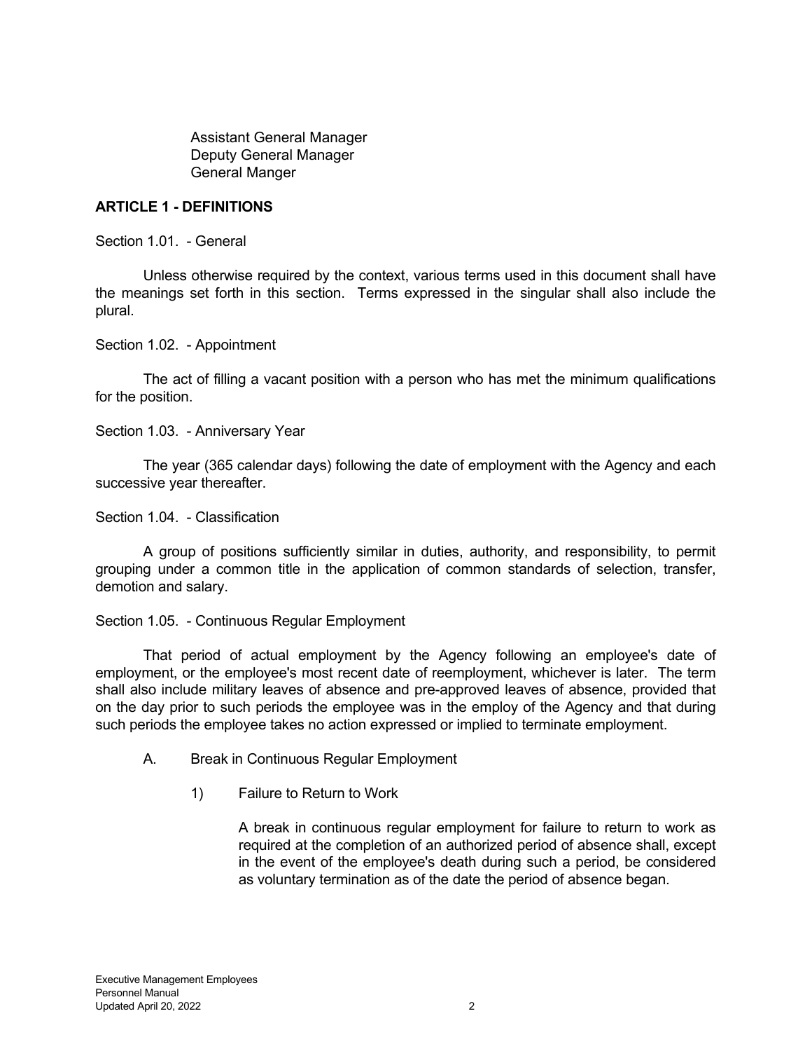Assistant General Manager
Deputy General Manager
General Manger

## ARTICLE 1 - DEFINITIONS

Section 1.01. - General

Unless otherwise required by the context, various terms used in this document shall have the meanings set forth in this section. Terms expressed in the singular shall also include the plural.

Section 1.02. - Appointment

The act of filling a vacant position with a person who has met the minimum qualifications for the position.

Section 1.03. - Anniversary Year

The year (365 calendar days) following the date of employment with the Agency and each successive year thereafter.

Section 1.04. - Classification

A group of positions sufficiently similar in duties, authority, and responsibility, to permit grouping under a common title in the application of common standards of selection, transfer, demotion and salary.

Section 1.05. - Continuous Regular Employment

That period of actual employment by the Agency following an employee's date of employment, or the employee's most recent date of reemployment, whichever is later. The term shall also include military leaves of absence and pre-approved leaves of absence, provided that on the day prior to such periods the employee was in the employ of the Agency and that during such periods the employee takes no action expressed or implied to terminate employment.

A. Break in Continuous Regular Employment

1) Failure to Return to Work

A break in continuous regular employment for failure to return to work as required at the completion of an authorized period of absence shall, except in the event of the employee's death during such a period, be considered as voluntary termination as of the date the period of absence began.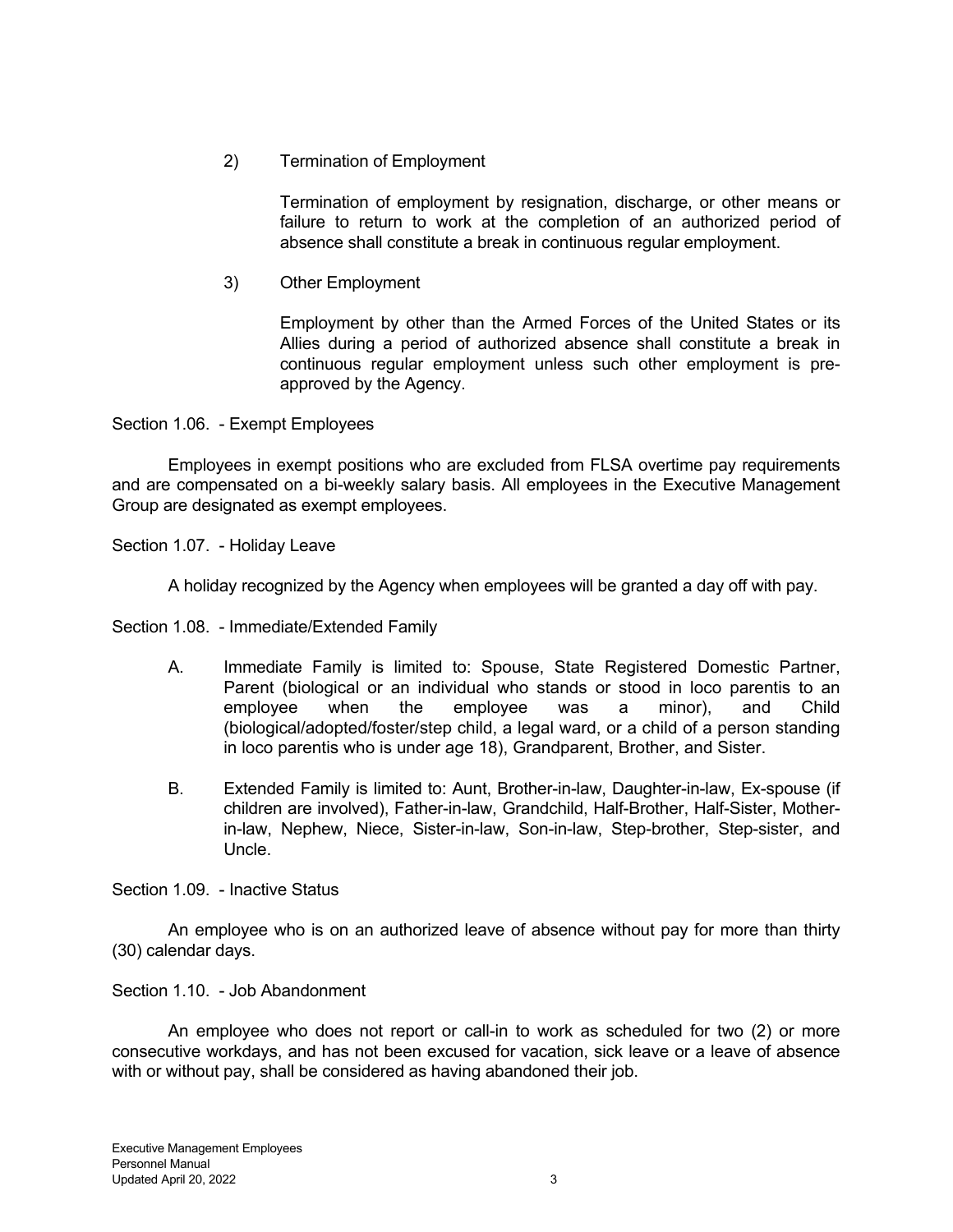2) Termination of Employment

Termination of employment by resignation, discharge, or other means or failure to return to work at the completion of an authorized period of absence shall constitute a break in continuous regular employment.

3) Other Employment

Employment by other than the Armed Forces of the United States or its Allies during a period of authorized absence shall constitute a break in continuous regular employment unless such other employment is pre-approved by the Agency.

Section 1.06. - Exempt Employees

Employees in exempt positions who are excluded from FLSA overtime pay requirements and are compensated on a bi-weekly salary basis. All employees in the Executive Management Group are designated as exempt employees.

Section 1.07. - Holiday Leave

A holiday recognized by the Agency when employees will be granted a day off with pay.

Section 1.08. - Immediate/Extended Family

A. Immediate Family is limited to: Spouse, State Registered Domestic Partner, Parent (biological or an individual who stands or stood in loco parentis to an employee when the employee was a minor), and Child (biological/adopted/foster/step child, a legal ward, or a child of a person standing in loco parentis who is under age 18), Grandparent, Brother, and Sister.

B. Extended Family is limited to: Aunt, Brother-in-law, Daughter-in-law, Ex-spouse (if children are involved), Father-in-law, Grandchild, Half-Brother, Half-Sister, Mother-in-law, Nephew, Niece, Sister-in-law, Son-in-law, Step-brother, Step-sister, and Uncle.

Section 1.09. - Inactive Status

An employee who is on an authorized leave of absence without pay for more than thirty (30) calendar days.

Section 1.10. - Job Abandonment

An employee who does not report or call-in to work as scheduled for two (2) or more consecutive workdays, and has not been excused for vacation, sick leave or a leave of absence with or without pay, shall be considered as having abandoned their job.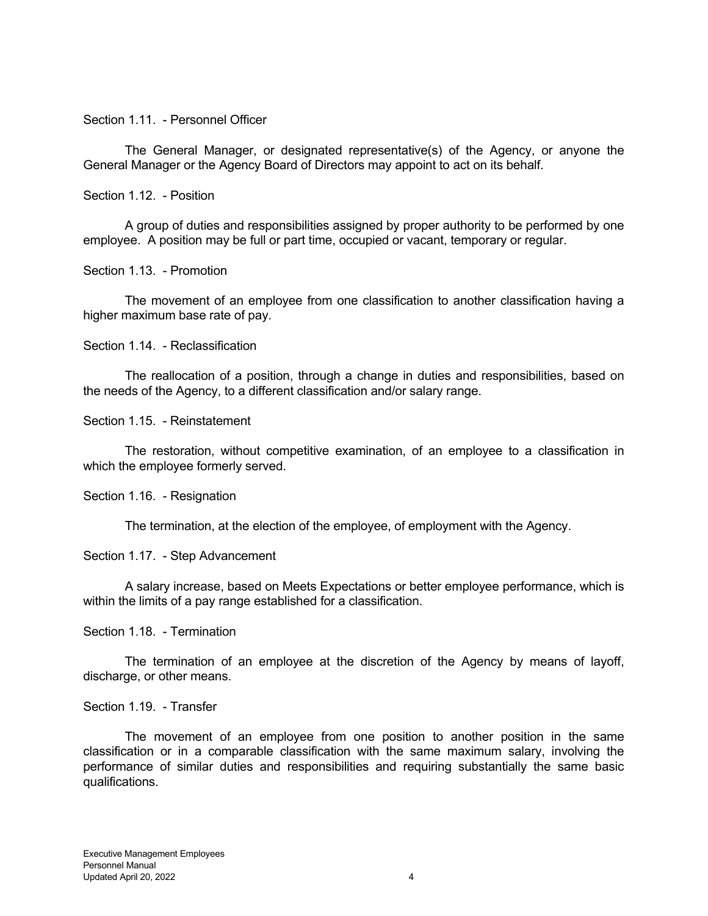Section 1.11. - Personnel Officer

The General Manager, or designated representative(s) of the Agency, or anyone the General Manager or the Agency Board of Directors may appoint to act on its behalf.

Section 1.12. - Position

A group of duties and responsibilities assigned by proper authority to be performed by one employee. A position may be full or part time, occupied or vacant, temporary or regular.

Section 1.13. - Promotion

The movement of an employee from one classification to another classification having a higher maximum base rate of pay.

Section 1.14. - Reclassification

The reallocation of a position, through a change in duties and responsibilities, based on the needs of the Agency, to a different classification and/or salary range.

Section 1.15. - Reinstatement

The restoration, without competitive examination, of an employee to a classification in which the employee formerly served.

Section 1.16. - Resignation

The termination, at the election of the employee, of employment with the Agency.

Section 1.17. - Step Advancement

A salary increase, based on Meets Expectations or better employee performance, which is within the limits of a pay range established for a classification.

Section 1.18. - Termination

The termination of an employee at the discretion of the Agency by means of layoff, discharge, or other means.

Section 1.19. - Transfer

The movement of an employee from one position to another position in the same classification or in a comparable classification with the same maximum salary, involving the performance of similar duties and responsibilities and requiring substantially the same basic qualifications.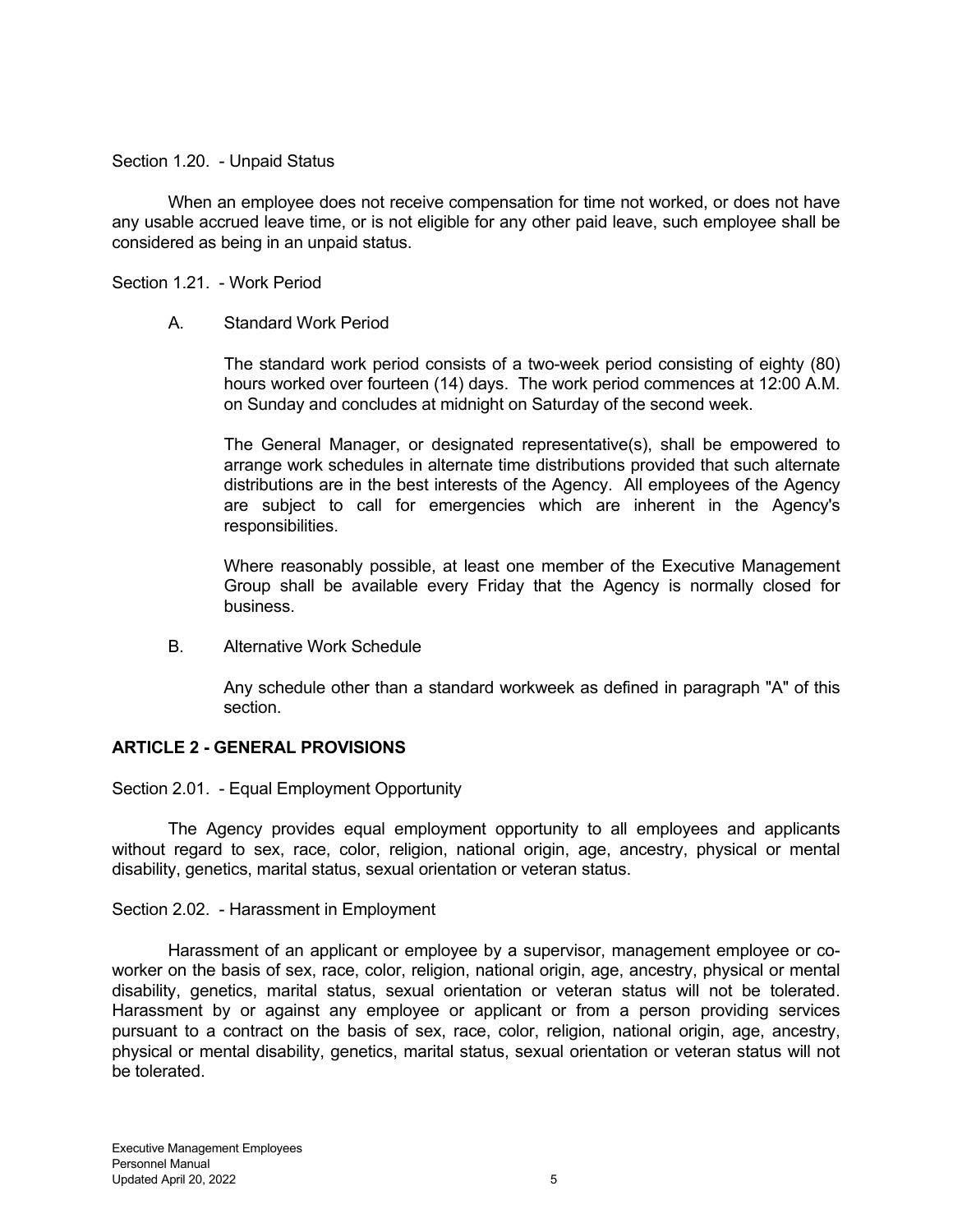Section 1.20. - Unpaid Status

When an employee does not receive compensation for time not worked, or does not have any usable accrued leave time, or is not eligible for any other paid leave, such employee shall be considered as being in an unpaid status.

Section 1.21. - Work Period

A. Standard Work Period

The standard work period consists of a two-week period consisting of eighty (80) hours worked over fourteen (14) days. The work period commences at 12:00 A.M. on Sunday and concludes at midnight on Saturday of the second week.

The General Manager, or designated representative(s), shall be empowered to arrange work schedules in alternate time distributions provided that such alternate distributions are in the best interests of the Agency. All employees of the Agency are subject to call for emergencies which are inherent in the Agency's responsibilities.

Where reasonably possible, at least one member of the Executive Management Group shall be available every Friday that the Agency is normally closed for business.

B. Alternative Work Schedule

Any schedule other than a standard workweek as defined in paragraph "A" of this section.

## ARTICLE 2 - GENERAL PROVISIONS

Section 2.01. - Equal Employment Opportunity

The Agency provides equal employment opportunity to all employees and applicants without regard to sex, race, color, religion, national origin, age, ancestry, physical or mental disability, genetics, marital status, sexual orientation or veteran status.

Section 2.02. - Harassment in Employment

Harassment of an applicant or employee by a supervisor, management employee or co-worker on the basis of sex, race, color, religion, national origin, age, ancestry, physical or mental disability, genetics, marital status, sexual orientation or veteran status will not be tolerated. Harassment by or against any employee or applicant or from a person providing services pursuant to a contract on the basis of sex, race, color, religion, national origin, age, ancestry, physical or mental disability, genetics, marital status, sexual orientation or veteran status will not be tolerated.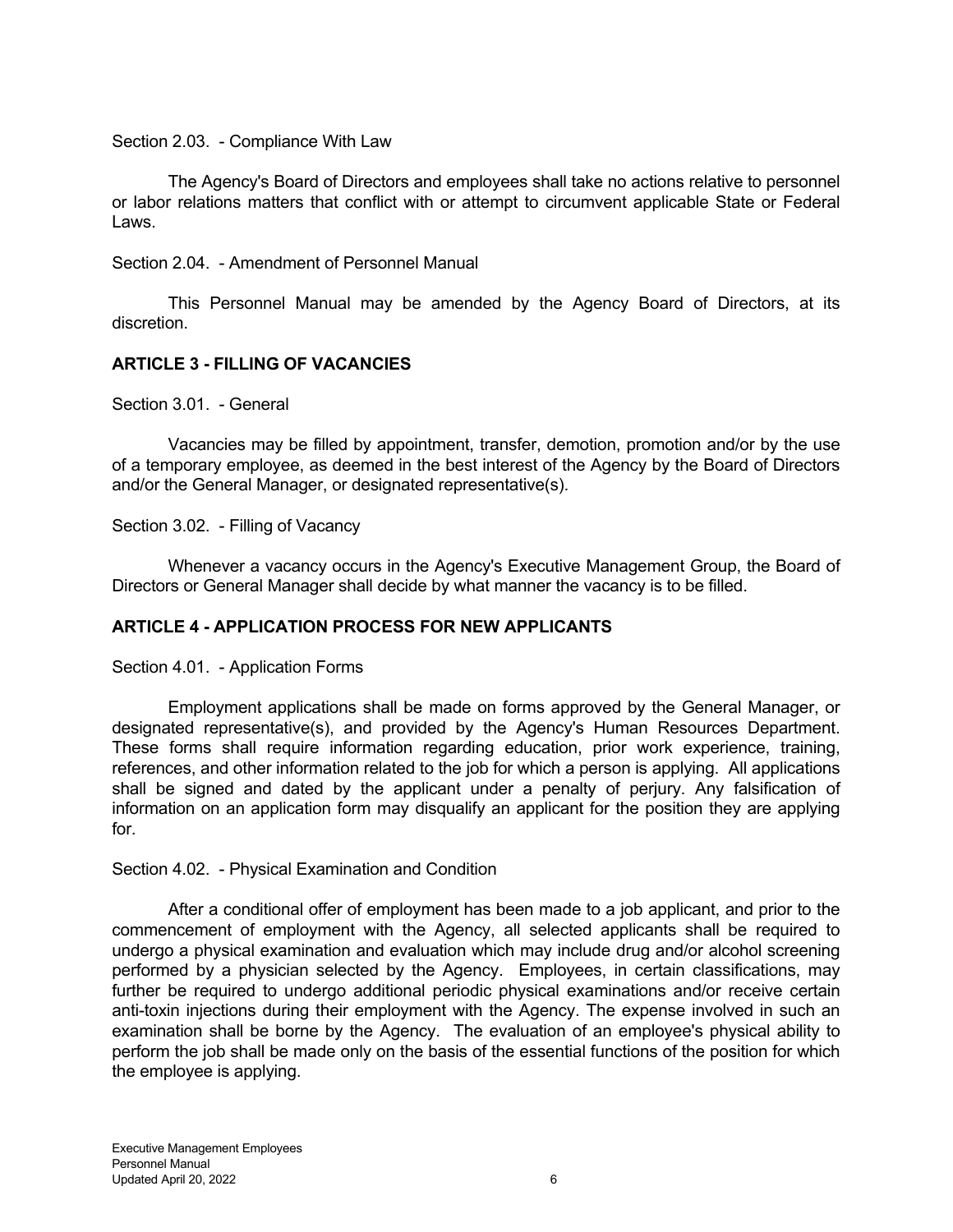Section 2.03. - Compliance With Law

The Agency's Board of Directors and employees shall take no actions relative to personnel or labor relations matters that conflict with or attempt to circumvent applicable State or Federal Laws.

Section 2.04. - Amendment of Personnel Manual

This Personnel Manual may be amended by the Agency Board of Directors, at its discretion.

## ARTICLE 3 - FILLING OF VACANCIES

Section 3.01. - General

Vacancies may be filled by appointment, transfer, demotion, promotion and/or by the use of a temporary employee, as deemed in the best interest of the Agency by the Board of Directors and/or the General Manager, or designated representative(s).

Section 3.02. - Filling of Vacancy

Whenever a vacancy occurs in the Agency's Executive Management Group, the Board of Directors or General Manager shall decide by what manner the vacancy is to be filled.

## ARTICLE 4 - APPLICATION PROCESS FOR NEW APPLICANTS

Section 4.01. - Application Forms

Employment applications shall be made on forms approved by the General Manager, or designated representative(s), and provided by the Agency's Human Resources Department. These forms shall require information regarding education, prior work experience, training, references, and other information related to the job for which a person is applying. All applications shall be signed and dated by the applicant under a penalty of perjury. Any falsification of information on an application form may disqualify an applicant for the position they are applying for.

Section 4.02. - Physical Examination and Condition

After a conditional offer of employment has been made to a job applicant, and prior to the commencement of employment with the Agency, all selected applicants shall be required to undergo a physical examination and evaluation which may include drug and/or alcohol screening performed by a physician selected by the Agency. Employees, in certain classifications, may further be required to undergo additional periodic physical examinations and/or receive certain anti-toxin injections during their employment with the Agency. The expense involved in such an examination shall be borne by the Agency. The evaluation of an employee's physical ability to perform the job shall be made only on the basis of the essential functions of the position for which the employee is applying.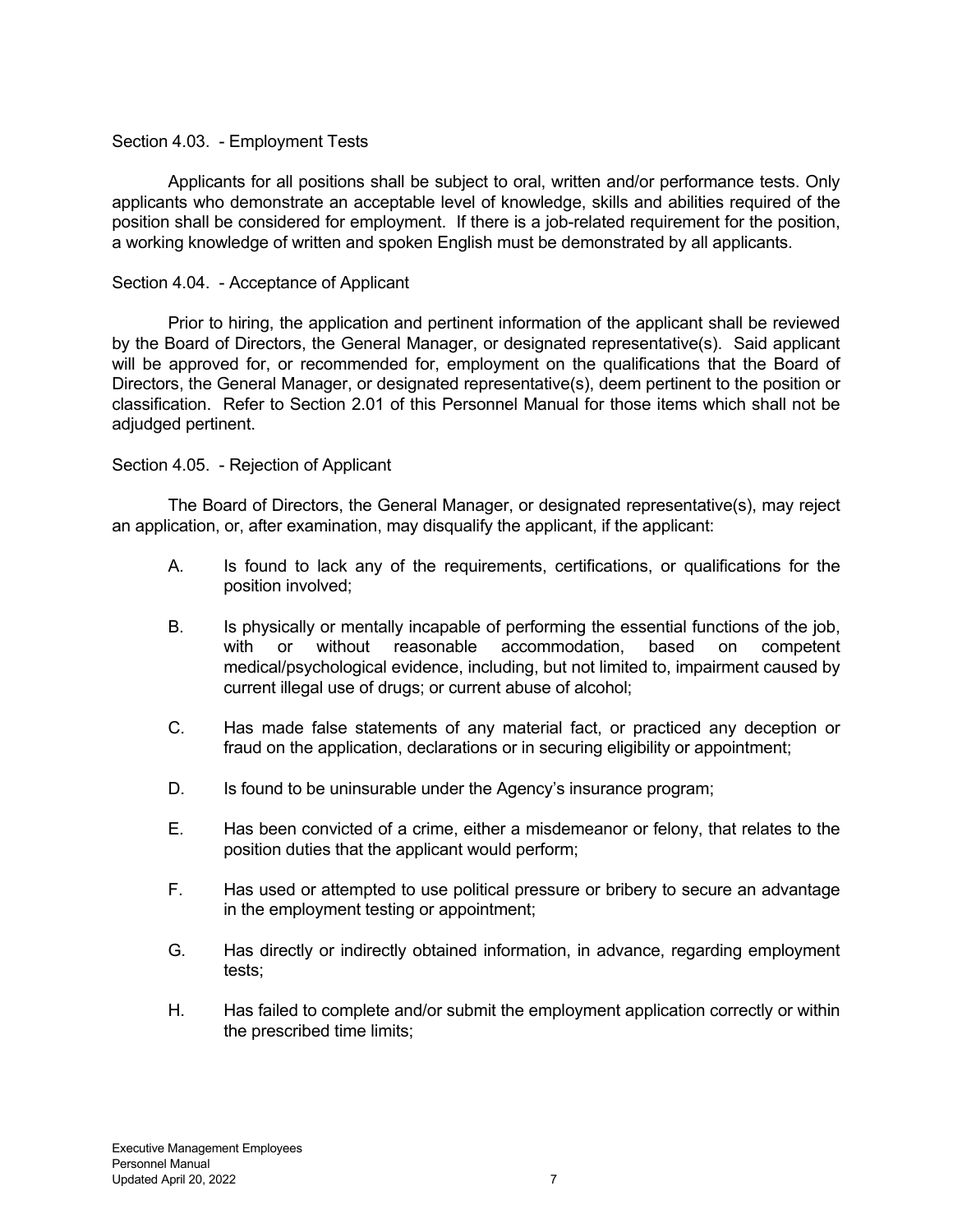Section 4.03. - Employment Tests

Applicants for all positions shall be subject to oral, written and/or performance tests. Only applicants who demonstrate an acceptable level of knowledge, skills and abilities required of the position shall be considered for employment. If there is a job-related requirement for the position, a working knowledge of written and spoken English must be demonstrated by all applicants.

Section 4.04. - Acceptance of Applicant

Prior to hiring, the application and pertinent information of the applicant shall be reviewed by the Board of Directors, the General Manager, or designated representative(s). Said applicant will be approved for, or recommended for, employment on the qualifications that the Board of Directors, the General Manager, or designated representative(s), deem pertinent to the position or classification. Refer to Section 2.01 of this Personnel Manual for those items which shall not be adjudged pertinent.

Section 4.05. - Rejection of Applicant

The Board of Directors, the General Manager, or designated representative(s), may reject an application, or, after examination, may disqualify the applicant, if the applicant:

A. Is found to lack any of the requirements, certifications, or qualifications for the position involved;

B. Is physically or mentally incapable of performing the essential functions of the job, with or without reasonable accommodation, based on competent medical/psychological evidence, including, but not limited to, impairment caused by current illegal use of drugs; or current abuse of alcohol;

C. Has made false statements of any material fact, or practiced any deception or fraud on the application, declarations or in securing eligibility or appointment;

D. Is found to be uninsurable under the Agency's insurance program;

E. Has been convicted of a crime, either a misdemeanor or felony, that relates to the position duties that the applicant would perform;

F. Has used or attempted to use political pressure or bribery to secure an advantage in the employment testing or appointment;

G. Has directly or indirectly obtained information, in advance, regarding employment tests;

H. Has failed to complete and/or submit the employment application correctly or within the prescribed time limits;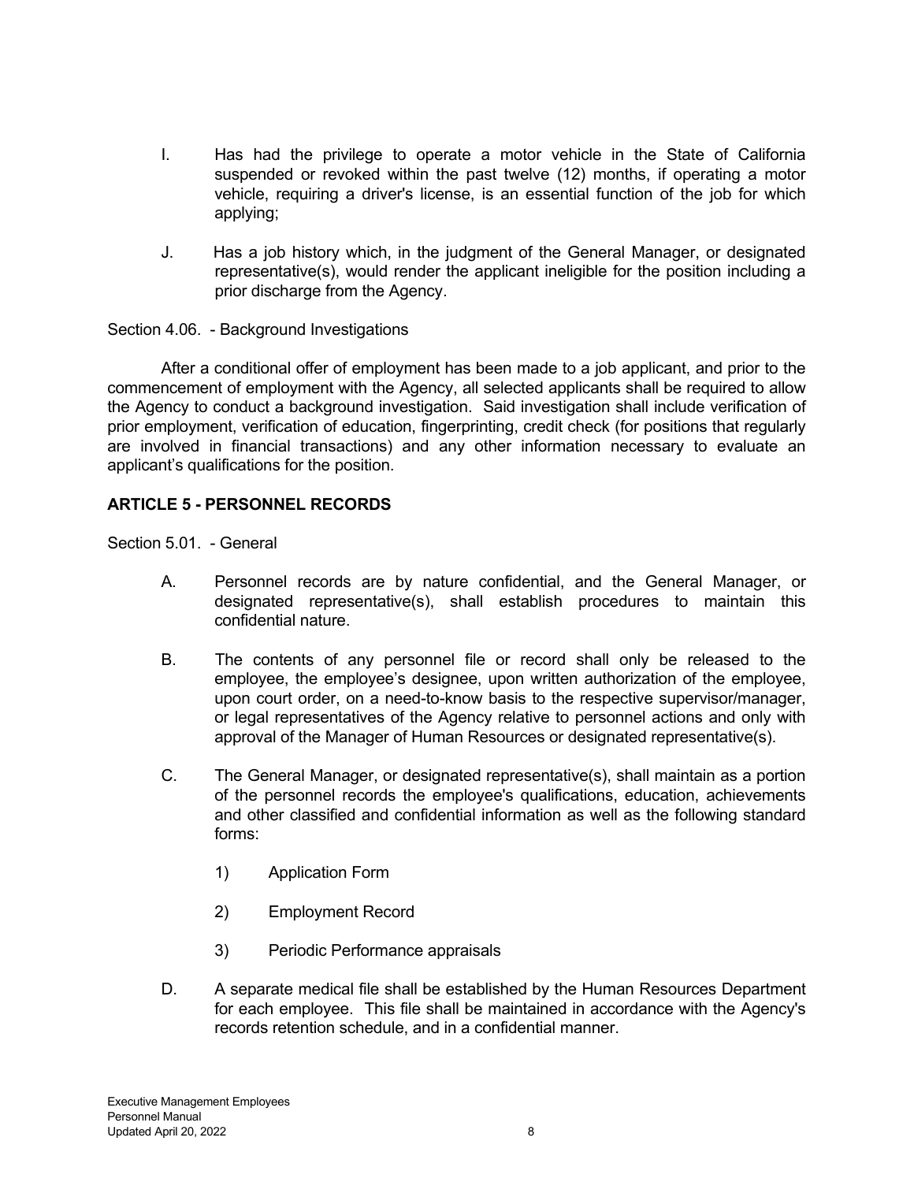I. Has had the privilege to operate a motor vehicle in the State of California suspended or revoked within the past twelve (12) months, if operating a motor vehicle, requiring a driver's license, is an essential function of the job for which applying;

J. Has a job history which, in the judgment of the General Manager, or designated representative(s), would render the applicant ineligible for the position including a prior discharge from the Agency.

Section 4.06. - Background Investigations

After a conditional offer of employment has been made to a job applicant, and prior to the commencement of employment with the Agency, all selected applicants shall be required to allow the Agency to conduct a background investigation. Said investigation shall include verification of prior employment, verification of education, fingerprinting, credit check (for positions that regularly are involved in financial transactions) and any other information necessary to evaluate an applicant's qualifications for the position.

**ARTICLE 5 - PERSONNEL RECORDS**

Section 5.01. - General

A. Personnel records are by nature confidential, and the General Manager, or designated representative(s), shall establish procedures to maintain this confidential nature.

B. The contents of any personnel file or record shall only be released to the employee, the employee's designee, upon written authorization of the employee, upon court order, on a need-to-know basis to the respective supervisor/manager, or legal representatives of the Agency relative to personnel actions and only with approval of the Manager of Human Resources or designated representative(s).

C. The General Manager, or designated representative(s), shall maintain as a portion of the personnel records the employee's qualifications, education, achievements and other classified and confidential information as well as the following standard forms:

1) Application Form

2) Employment Record

3) Periodic Performance appraisals

D. A separate medical file shall be established by the Human Resources Department for each employee. This file shall be maintained in accordance with the Agency's records retention schedule, and in a confidential manner.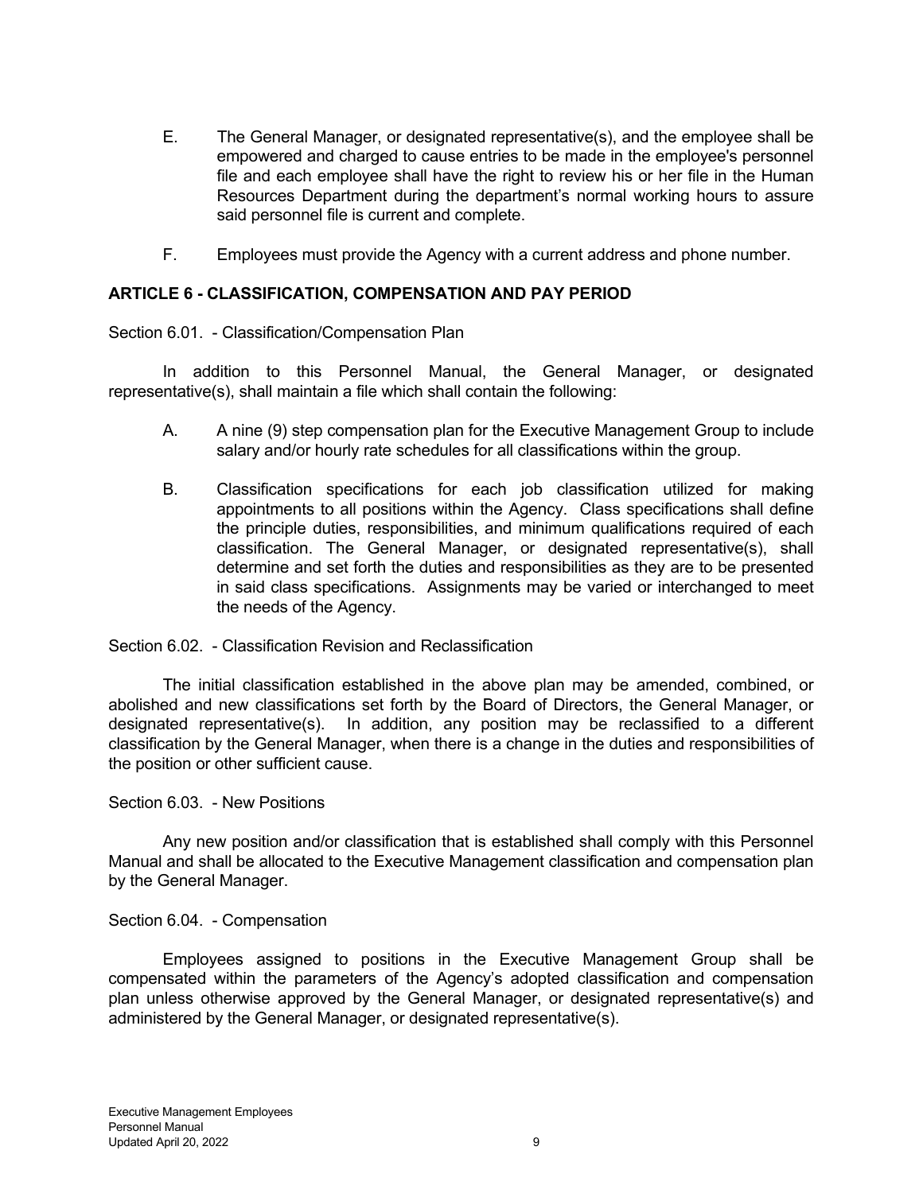E. The General Manager, or designated representative(s), and the employee shall be empowered and charged to cause entries to be made in the employee's personnel file and each employee shall have the right to review his or her file in the Human Resources Department during the department's normal working hours to assure said personnel file is current and complete.

F. Employees must provide the Agency with a current address and phone number.

## ARTICLE 6 - CLASSIFICATION, COMPENSATION AND PAY PERIOD

Section 6.01. - Classification/Compensation Plan

In addition to this Personnel Manual, the General Manager, or designated representative(s), shall maintain a file which shall contain the following:

A. A nine (9) step compensation plan for the Executive Management Group to include salary and/or hourly rate schedules for all classifications within the group.

B. Classification specifications for each job classification utilized for making appointments to all positions within the Agency. Class specifications shall define the principle duties, responsibilities, and minimum qualifications required of each classification. The General Manager, or designated representative(s), shall determine and set forth the duties and responsibilities as they are to be presented in said class specifications. Assignments may be varied or interchanged to meet the needs of the Agency.

Section 6.02. - Classification Revision and Reclassification

The initial classification established in the above plan may be amended, combined, or abolished and new classifications set forth by the Board of Directors, the General Manager, or designated representative(s). In addition, any position may be reclassified to a different classification by the General Manager, when there is a change in the duties and responsibilities of the position or other sufficient cause.

Section 6.03. - New Positions

Any new position and/or classification that is established shall comply with this Personnel Manual and shall be allocated to the Executive Management classification and compensation plan by the General Manager.

Section 6.04. - Compensation

Employees assigned to positions in the Executive Management Group shall be compensated within the parameters of the Agency's adopted classification and compensation plan unless otherwise approved by the General Manager, or designated representative(s) and administered by the General Manager, or designated representative(s).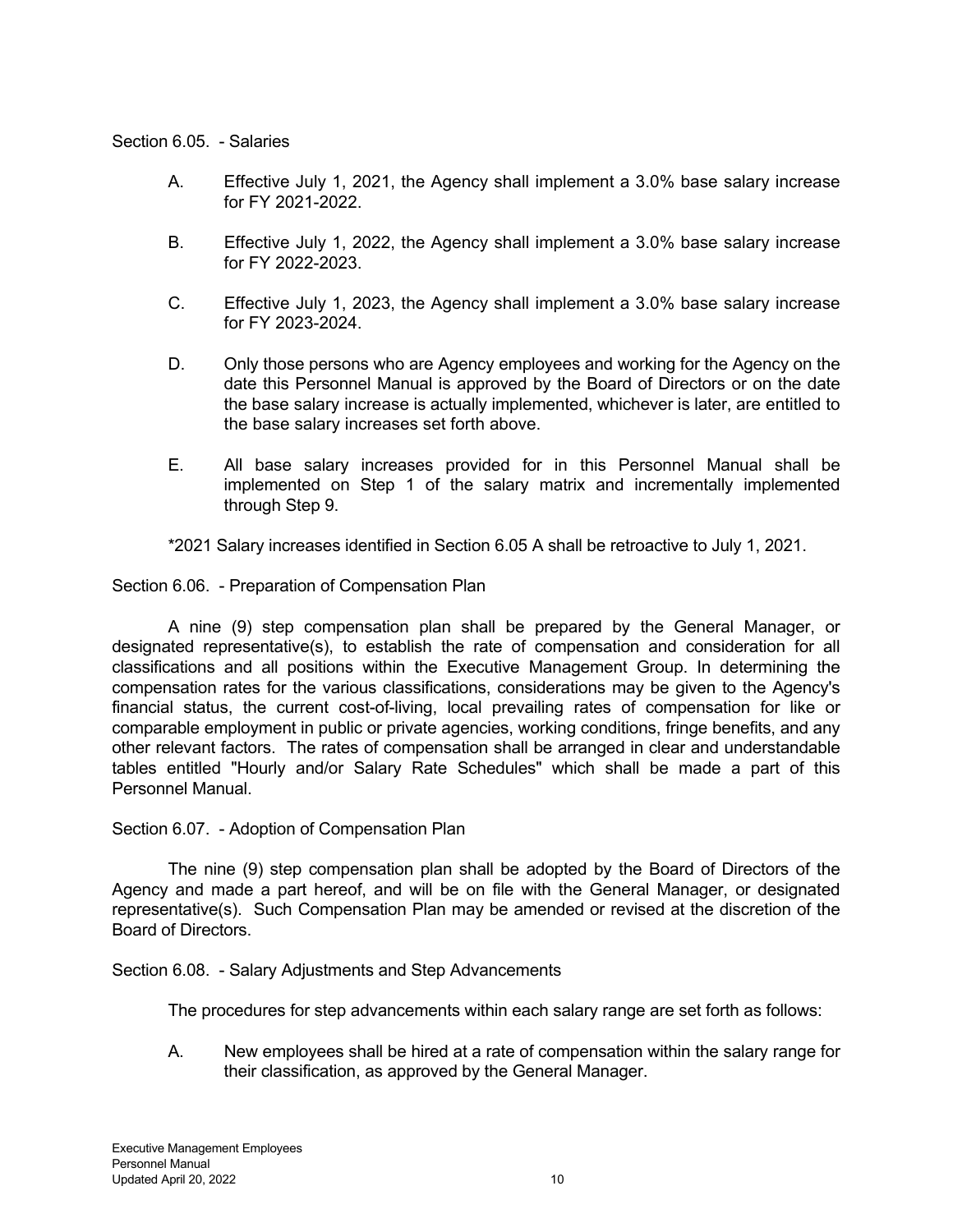Section 6.05. - Salaries

A. Effective July 1, 2021, the Agency shall implement a 3.0% base salary increase for FY 2021-2022.

B. Effective July 1, 2022, the Agency shall implement a 3.0% base salary increase for FY 2022-2023.

C. Effective July 1, 2023, the Agency shall implement a 3.0% base salary increase for FY 2023-2024.

D. Only those persons who are Agency employees and working for the Agency on the date this Personnel Manual is approved by the Board of Directors or on the date the base salary increase is actually implemented, whichever is later, are entitled to the base salary increases set forth above.

E. All base salary increases provided for in this Personnel Manual shall be implemented on Step 1 of the salary matrix and incrementally implemented through Step 9.

*2021 Salary increases identified in Section 6.05 A shall be retroactive to July 1, 2021.

Section 6.06. - Preparation of Compensation Plan

A nine (9) step compensation plan shall be prepared by the General Manager, or designated representative(s), to establish the rate of compensation and consideration for all classifications and all positions within the Executive Management Group. In determining the compensation rates for the various classifications, considerations may be given to the Agency's financial status, the current cost-of-living, local prevailing rates of compensation for like or comparable employment in public or private agencies, working conditions, fringe benefits, and any other relevant factors. The rates of compensation shall be arranged in clear and understandable tables entitled "Hourly and/or Salary Rate Schedules" which shall be made a part of this Personnel Manual.

Section 6.07. - Adoption of Compensation Plan

The nine (9) step compensation plan shall be adopted by the Board of Directors of the Agency and made a part hereof, and will be on file with the General Manager, or designated representative(s). Such Compensation Plan may be amended or revised at the discretion of the Board of Directors.

Section 6.08. - Salary Adjustments and Step Advancements

The procedures for step advancements within each salary range are set forth as follows:

A. New employees shall be hired at a rate of compensation within the salary range for their classification, as approved by the General Manager.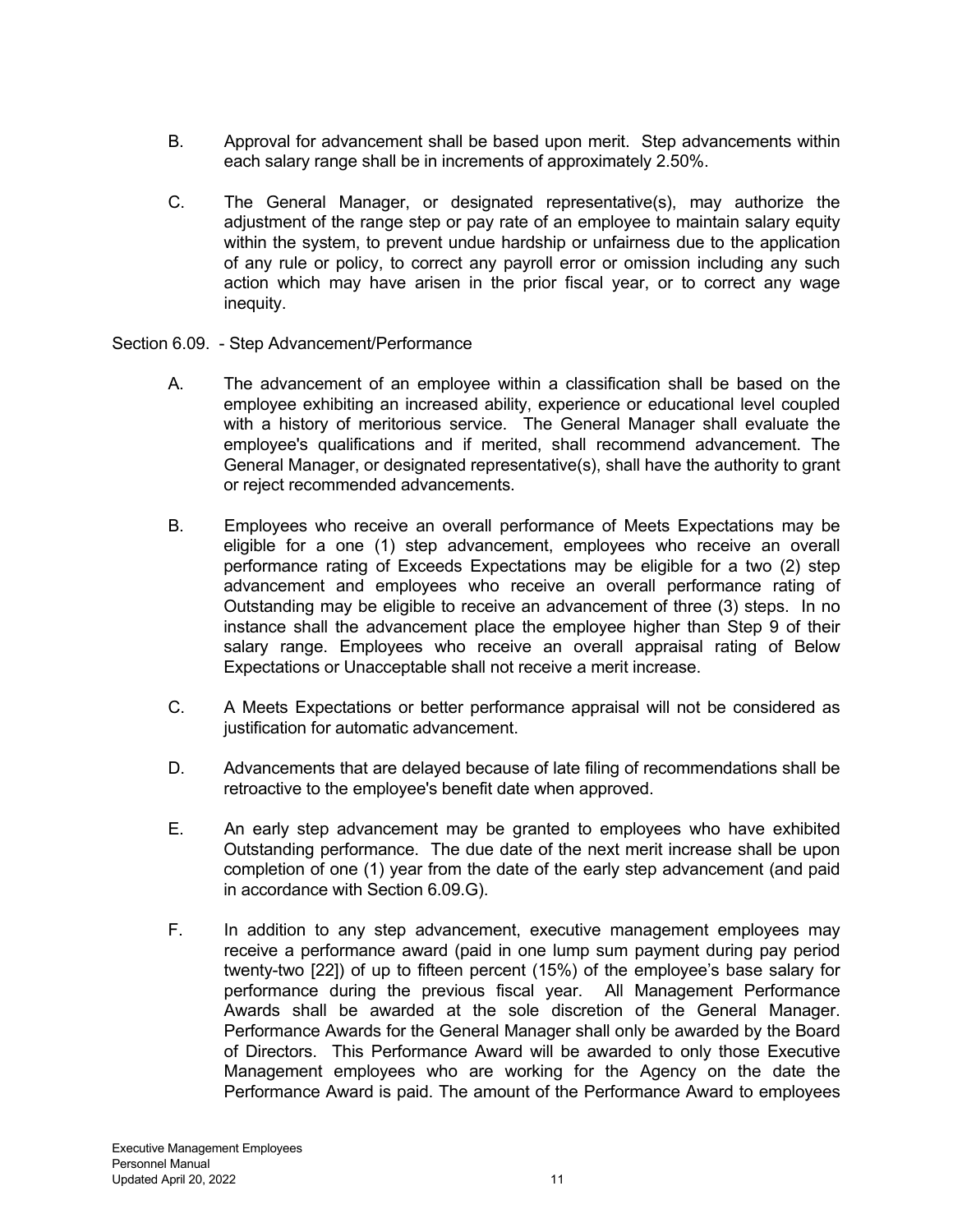B. Approval for advancement shall be based upon merit. Step advancements within each salary range shall be in increments of approximately 2.50%.

C. The General Manager, or designated representative(s), may authorize the adjustment of the range step or pay rate of an employee to maintain salary equity within the system, to prevent undue hardship or unfairness due to the application of any rule or policy, to correct any payroll error or omission including any such action which may have arisen in the prior fiscal year, or to correct any wage inequity.

Section 6.09. - Step Advancement/Performance

A. The advancement of an employee within a classification shall be based on the employee exhibiting an increased ability, experience or educational level coupled with a history of meritorious service. The General Manager shall evaluate the employee's qualifications and if merited, shall recommend advancement. The General Manager, or designated representative(s), shall have the authority to grant or reject recommended advancements.

B. Employees who receive an overall performance of Meets Expectations may be eligible for a one (1) step advancement, employees who receive an overall performance rating of Exceeds Expectations may be eligible for a two (2) step advancement and employees who receive an overall performance rating of Outstanding may be eligible to receive an advancement of three (3) steps. In no instance shall the advancement place the employee higher than Step 9 of their salary range. Employees who receive an overall appraisal rating of Below Expectations or Unacceptable shall not receive a merit increase.

C. A Meets Expectations or better performance appraisal will not be considered as justification for automatic advancement.

D. Advancements that are delayed because of late filing of recommendations shall be retroactive to the employee's benefit date when approved.

E. An early step advancement may be granted to employees who have exhibited Outstanding performance. The due date of the next merit increase shall be upon completion of one (1) year from the date of the early step advancement (and paid in accordance with Section 6.09.G).

F. In addition to any step advancement, executive management employees may receive a performance award (paid in one lump sum payment during pay period twenty-two [22]) of up to fifteen percent (15%) of the employee's base salary for performance during the previous fiscal year. All Management Performance Awards shall be awarded at the sole discretion of the General Manager. Performance Awards for the General Manager shall only be awarded by the Board of Directors. This Performance Award will be awarded to only those Executive Management employees who are working for the Agency on the date the Performance Award is paid. The amount of the Performance Award to employees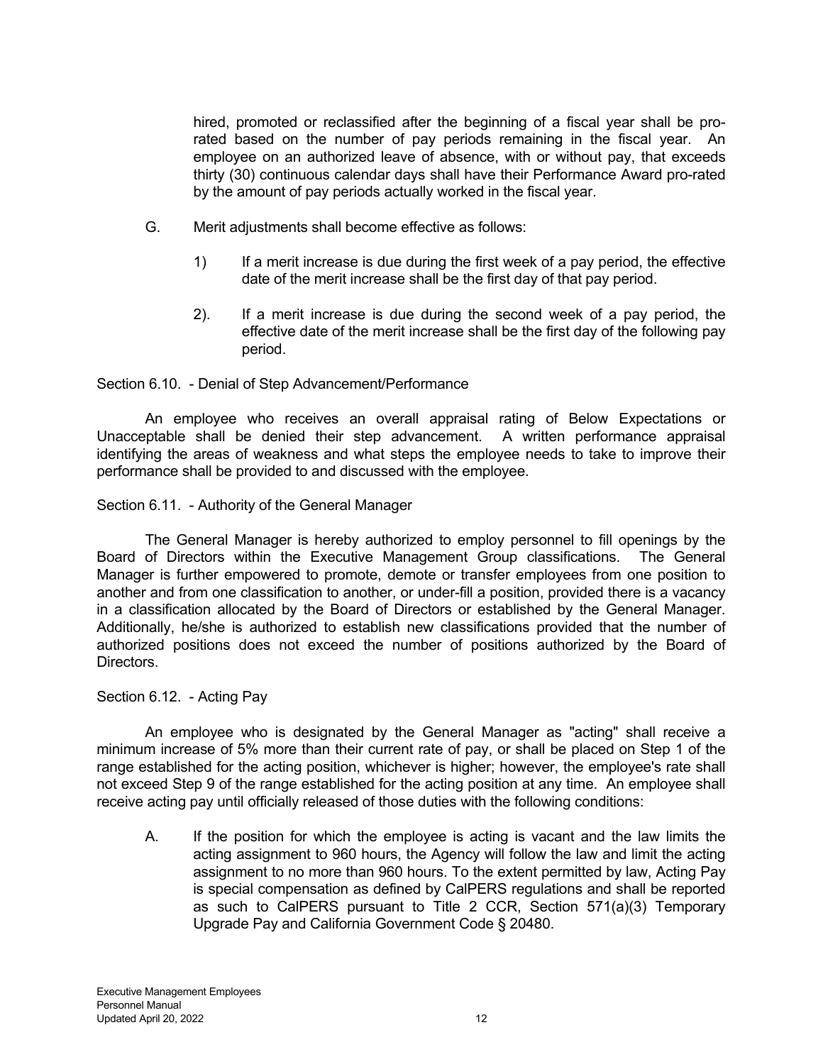hired, promoted or reclassified after the beginning of a fiscal year shall be pro-rated based on the number of pay periods remaining in the fiscal year. An employee on an authorized leave of absence, with or without pay, that exceeds thirty (30) continuous calendar days shall have their Performance Award pro-rated by the amount of pay periods actually worked in the fiscal year.

G. Merit adjustments shall become effective as follows:

1) If a merit increase is due during the first week of a pay period, the effective date of the merit increase shall be the first day of that pay period.

2). If a merit increase is due during the second week of a pay period, the effective date of the merit increase shall be the first day of the following pay period.

Section 6.10. - Denial of Step Advancement/Performance

An employee who receives an overall appraisal rating of Below Expectations or Unacceptable shall be denied their step advancement. A written performance appraisal identifying the areas of weakness and what steps the employee needs to take to improve their performance shall be provided to and discussed with the employee.

Section 6.11. - Authority of the General Manager

The General Manager is hereby authorized to employ personnel to fill openings by the Board of Directors within the Executive Management Group classifications. The General Manager is further empowered to promote, demote or transfer employees from one position to another and from one classification to another, or under-fill a position, provided there is a vacancy in a classification allocated by the Board of Directors or established by the General Manager. Additionally, he/she is authorized to establish new classifications provided that the number of authorized positions does not exceed the number of positions authorized by the Board of Directors.

Section 6.12. - Acting Pay

An employee who is designated by the General Manager as "acting" shall receive a minimum increase of 5% more than their current rate of pay, or shall be placed on Step 1 of the range established for the acting position, whichever is higher; however, the employee's rate shall not exceed Step 9 of the range established for the acting position at any time. An employee shall receive acting pay until officially released of those duties with the following conditions:

A. If the position for which the employee is acting is vacant and the law limits the acting assignment to 960 hours, the Agency will follow the law and limit the acting assignment to no more than 960 hours. To the extent permitted by law, Acting Pay is special compensation as defined by CalPERS regulations and shall be reported as such to CalPERS pursuant to Title 2 CCR, Section 571(a)(3) Temporary Upgrade Pay and California Government Code § 20480.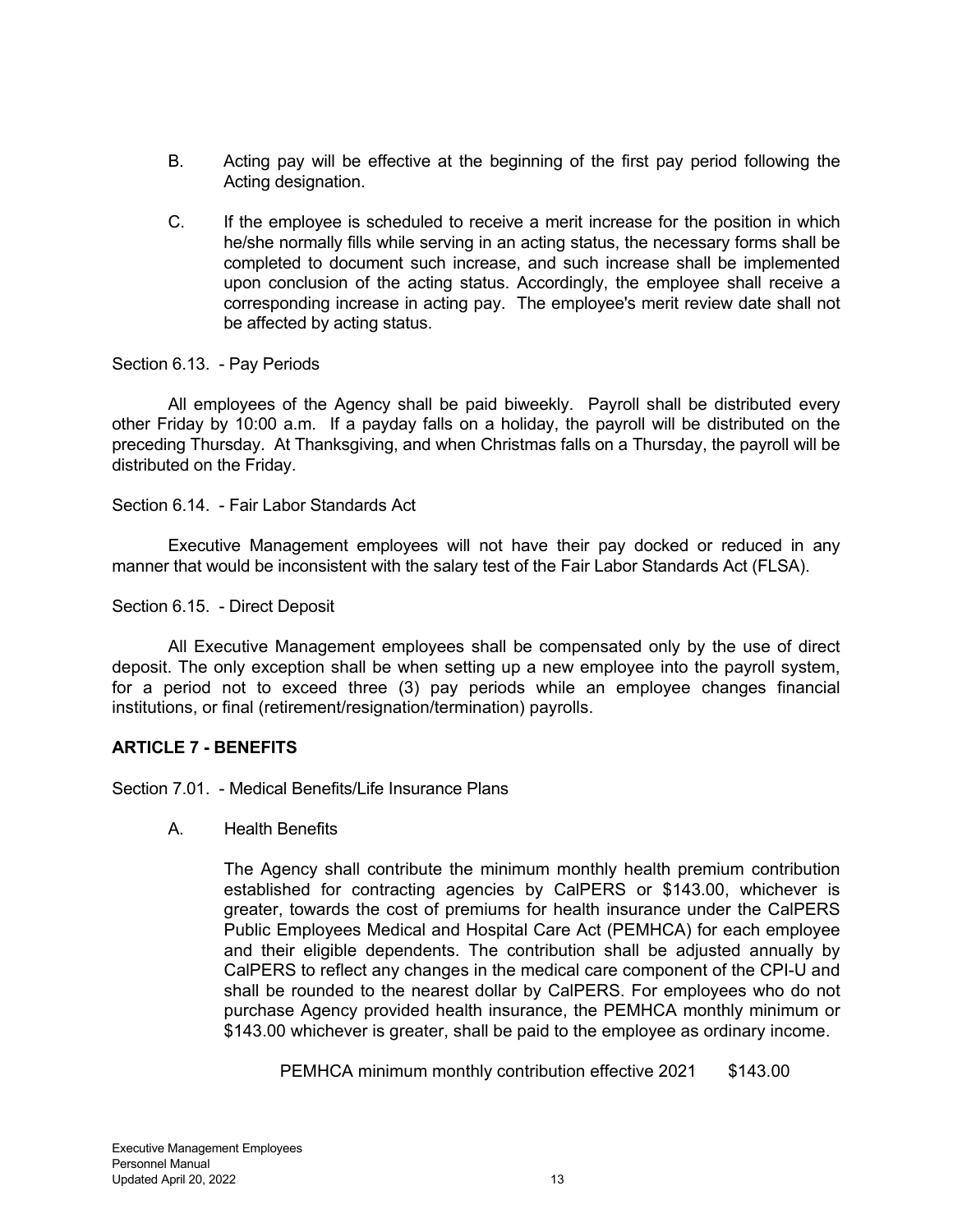B. Acting pay will be effective at the beginning of the first pay period following the Acting designation.

C. If the employee is scheduled to receive a merit increase for the position in which he/she normally fills while serving in an acting status, the necessary forms shall be completed to document such increase, and such increase shall be implemented upon conclusion of the acting status. Accordingly, the employee shall receive a corresponding increase in acting pay. The employee's merit review date shall not be affected by acting status.

Section 6.13. - Pay Periods

All employees of the Agency shall be paid biweekly. Payroll shall be distributed every other Friday by 10:00 a.m. If a payday falls on a holiday, the payroll will be distributed on the preceding Thursday. At Thanksgiving, and when Christmas falls on a Thursday, the payroll will be distributed on the Friday.

Section 6.14. - Fair Labor Standards Act

Executive Management employees will not have their pay docked or reduced in any manner that would be inconsistent with the salary test of the Fair Labor Standards Act (FLSA).

Section 6.15. - Direct Deposit

All Executive Management employees shall be compensated only by the use of direct deposit. The only exception shall be when setting up a new employee into the payroll system, for a period not to exceed three (3) pay periods while an employee changes financial institutions, or final (retirement/resignation/termination) payrolls.

## ARTICLE 7 - BENEFITS

Section 7.01. - Medical Benefits/Life Insurance Plans

A. Health Benefits

The Agency shall contribute the minimum monthly health premium contribution established for contracting agencies by CalPERS or $143.00, whichever is greater, towards the cost of premiums for health insurance under the CalPERS Public Employees Medical and Hospital Care Act (PEMHCA) for each employee and their eligible dependents. The contribution shall be adjusted annually by CalPERS to reflect any changes in the medical care component of the CPI-U and shall be rounded to the nearest dollar by CalPERS. For employees who do not purchase Agency provided health insurance, the PEMHCA monthly minimum or $143.00 whichever is greater, shall be paid to the employee as ordinary income.

PEMHCA minimum monthly contribution effective 2021 $143.00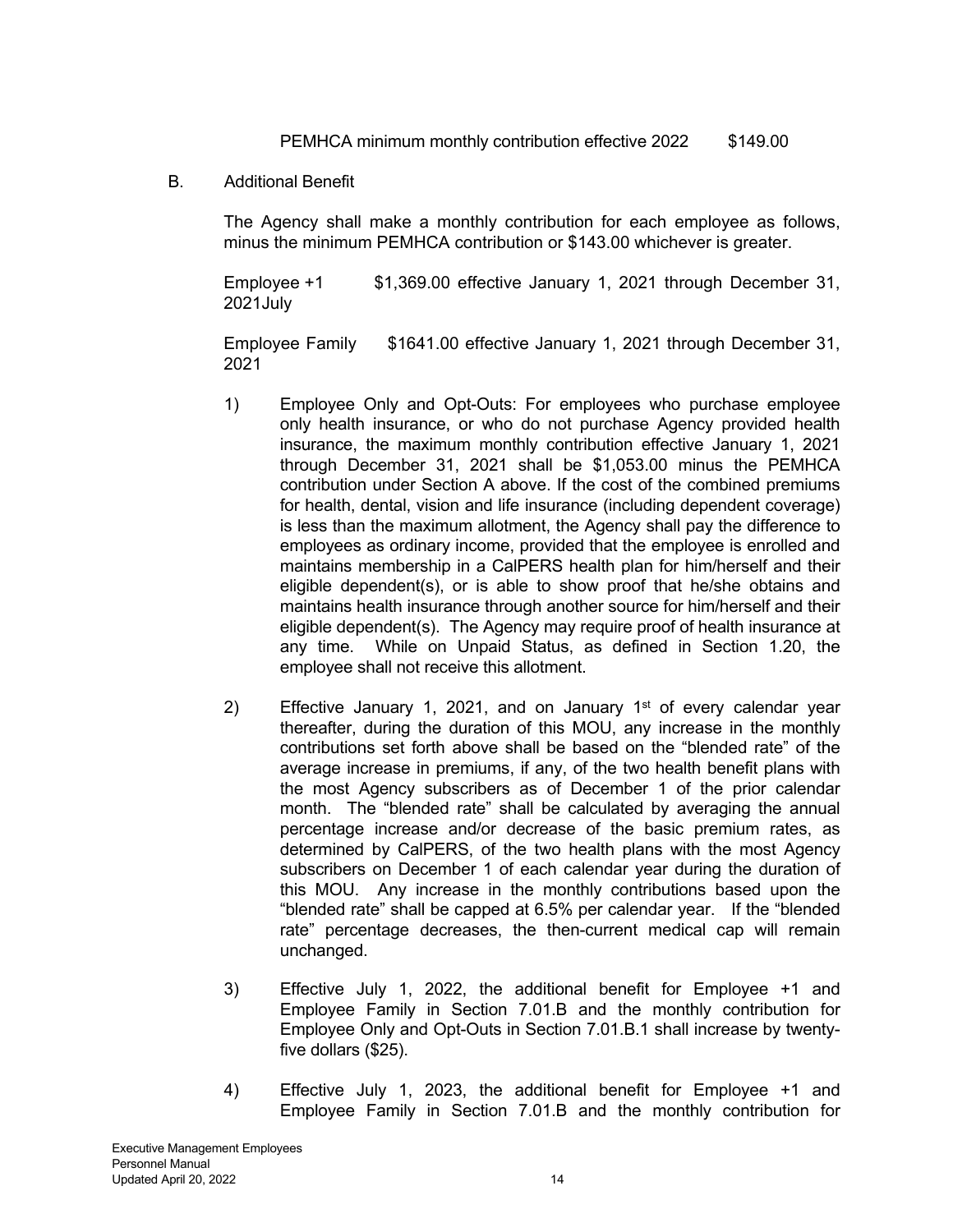PEMHCA minimum monthly contribution effective 2022 $149.00

B. Additional Benefit

The Agency shall make a monthly contribution for each employee as follows, minus the minimum PEMHCA contribution or $143.00 whichever is greater.

Employee +1 $1,369.00 effective January 1, 2021 through December 31, 2021July

Employee Family $1641.00 effective January 1, 2021 through December 31, 2021

1) Employee Only and Opt-Outs: For employees who purchase employee only health insurance, or who do not purchase Agency provided health insurance, the maximum monthly contribution effective January 1, 2021 through December 31, 2021 shall be $1,053.00 minus the PEMHCA contribution under Section A above. If the cost of the combined premiums for health, dental, vision and life insurance (including dependent coverage) is less than the maximum allotment, the Agency shall pay the difference to employees as ordinary income, provided that the employee is enrolled and maintains membership in a CalPERS health plan for him/herself and their eligible dependent(s), or is able to show proof that he/she obtains and maintains health insurance through another source for him/herself and their eligible dependent(s). The Agency may require proof of health insurance at any time. While on Unpaid Status, as defined in Section 1.20, the employee shall not receive this allotment.

2) Effective January 1, 2021, and on January 1st of every calendar year thereafter, during the duration of this MOU, any increase in the monthly contributions set forth above shall be based on the "blended rate" of the average increase in premiums, if any, of the two health benefit plans with the most Agency subscribers as of December 1 of the prior calendar month. The "blended rate" shall be calculated by averaging the annual percentage increase and/or decrease of the basic premium rates, as determined by CalPERS, of the two health plans with the most Agency subscribers on December 1 of each calendar year during the duration of this MOU. Any increase in the monthly contributions based upon the "blended rate" shall be capped at 6.5% per calendar year. If the "blended rate" percentage decreases, the then-current medical cap will remain unchanged.

3) Effective July 1, 2022, the additional benefit for Employee +1 and Employee Family in Section 7.01.B and the monthly contribution for Employee Only and Opt-Outs in Section 7.01.B.1 shall increase by twenty-five dollars ($25).

4) Effective July 1, 2023, the additional benefit for Employee +1 and Employee Family in Section 7.01.B and the monthly contribution for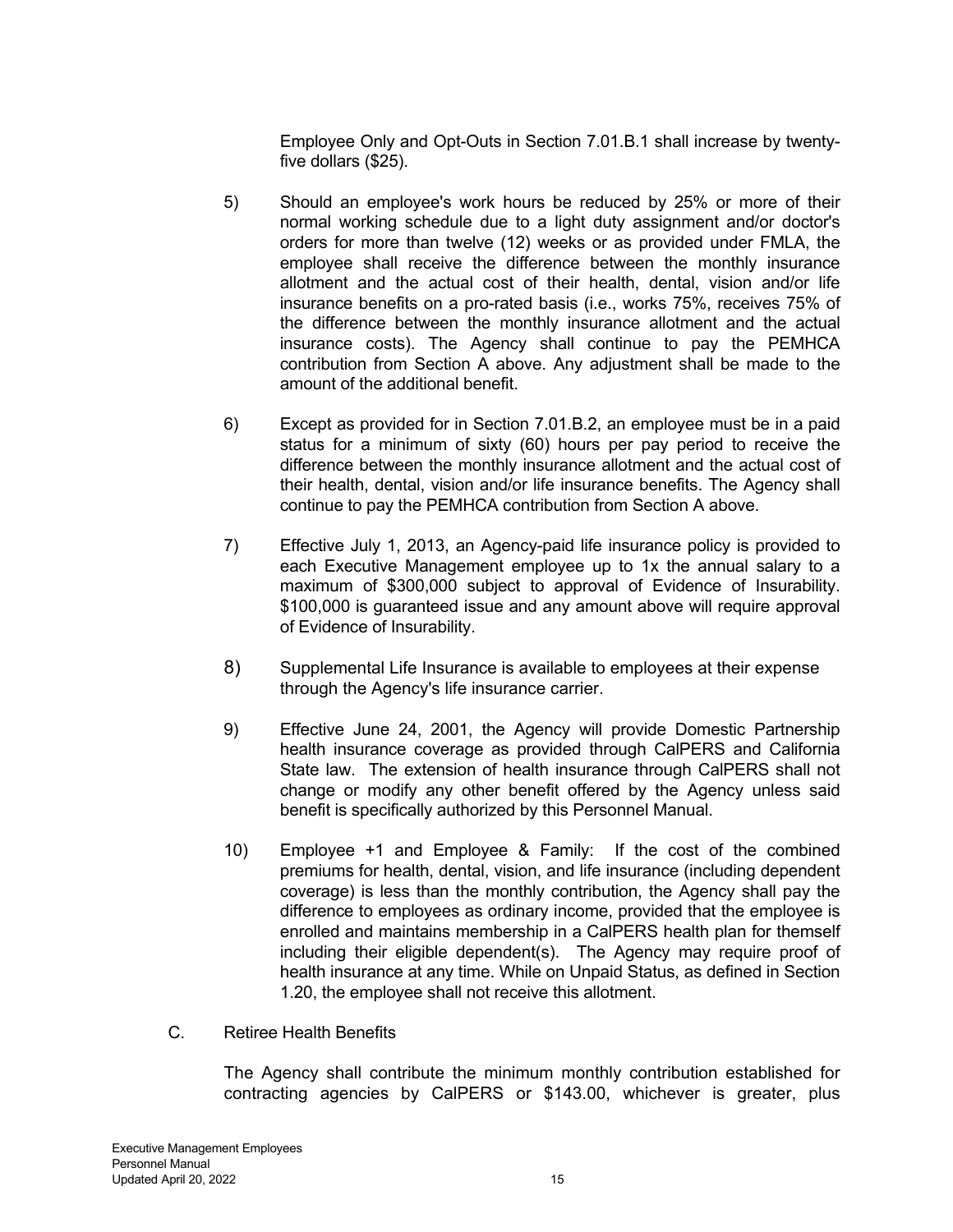Employee Only and Opt-Outs in Section 7.01.B.1 shall increase by twenty-five dollars ($25).

5) Should an employee's work hours be reduced by 25% or more of their normal working schedule due to a light duty assignment and/or doctor's orders for more than twelve (12) weeks or as provided under FMLA, the employee shall receive the difference between the monthly insurance allotment and the actual cost of their health, dental, vision and/or life insurance benefits on a pro-rated basis (i.e., works 75%, receives 75% of the difference between the monthly insurance allotment and the actual insurance costs). The Agency shall continue to pay the PEMHCA contribution from Section A above. Any adjustment shall be made to the amount of the additional benefit.

6) Except as provided for in Section 7.01.B.2, an employee must be in a paid status for a minimum of sixty (60) hours per pay period to receive the difference between the monthly insurance allotment and the actual cost of their health, dental, vision and/or life insurance benefits. The Agency shall continue to pay the PEMHCA contribution from Section A above.

7) Effective July 1, 2013, an Agency-paid life insurance policy is provided to each Executive Management employee up to 1x the annual salary to a maximum of $300,000 subject to approval of Evidence of Insurability. $100,000 is guaranteed issue and any amount above will require approval of Evidence of Insurability.

8) Supplemental Life Insurance is available to employees at their expense through the Agency's life insurance carrier.

9) Effective June 24, 2001, the Agency will provide Domestic Partnership health insurance coverage as provided through CalPERS and California State law. The extension of health insurance through CalPERS shall not change or modify any other benefit offered by the Agency unless said benefit is specifically authorized by this Personnel Manual.

10) Employee +1 and Employee & Family: If the cost of the combined premiums for health, dental, vision, and life insurance (including dependent coverage) is less than the monthly contribution, the Agency shall pay the difference to employees as ordinary income, provided that the employee is enrolled and maintains membership in a CalPERS health plan for themself including their eligible dependent(s). The Agency may require proof of health insurance at any time. While on Unpaid Status, as defined in Section 1.20, the employee shall not receive this allotment.

C. Retiree Health Benefits

The Agency shall contribute the minimum monthly contribution established for contracting agencies by CalPERS or $143.00, whichever is greater, plus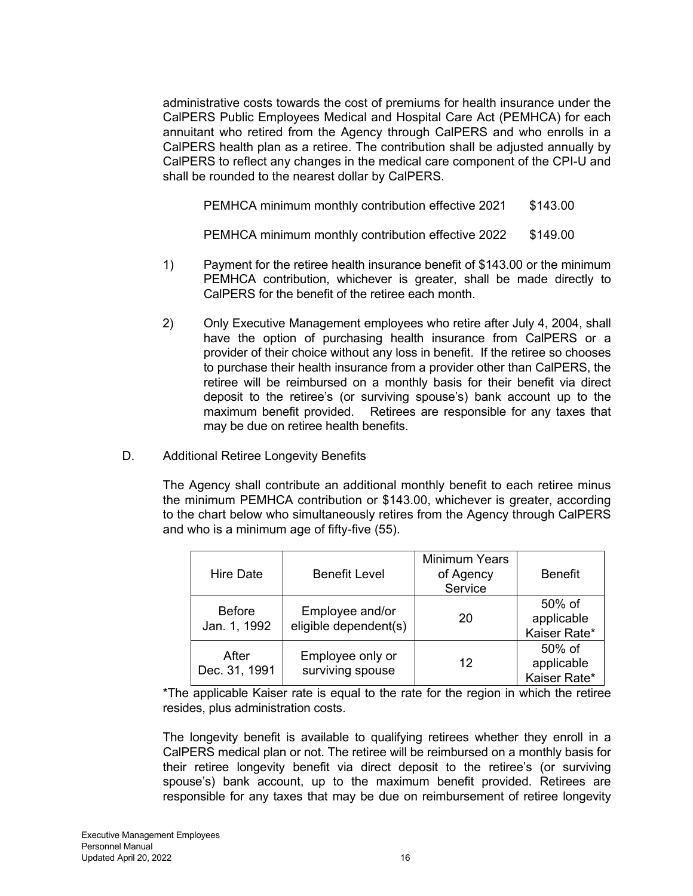administrative costs towards the cost of premiums for health insurance under the CalPERS Public Employees Medical and Hospital Care Act (PEMHCA) for each annuitant who retired from the Agency through CalPERS and who enrolls in a CalPERS health plan as a retiree. The contribution shall be adjusted annually by CalPERS to reflect any changes in the medical care component of the CPI-U and shall be rounded to the nearest dollar by CalPERS.

| | |
|---|---|
| PEMHCA minimum monthly contribution effective 2021 | $143.00 |
| PEMHCA minimum monthly contribution effective 2022 | $149.00 |

1) Payment for the retiree health insurance benefit of $143.00 or the minimum PEMHCA contribution, whichever is greater, shall be made directly to CalPERS for the benefit of the retiree each month.

2) Only Executive Management employees who retire after July 4, 2004, shall have the option of purchasing health insurance from CalPERS or a provider of their choice without any loss in benefit. If the retiree so chooses to purchase their health insurance from a provider other than CalPERS, the retiree will be reimbursed on a monthly basis for their benefit via direct deposit to the retiree's (or surviving spouse's) bank account up to the maximum benefit provided. Retirees are responsible for any taxes that may be due on retiree health benefits.

D. Additional Retiree Longevity Benefits

The Agency shall contribute an additional monthly benefit to each retiree minus the minimum PEMHCA contribution or $143.00, whichever is greater, according to the chart below who simultaneously retires from the Agency through CalPERS and who is a minimum age of fifty-five (55).

| Hire Date | Benefit Level | Minimum Years of Agency Service | Benefit |
|---|---|---|---|
| Before Jan. 1, 1992 | Employee and/or eligible dependent(s) | 20 | 50% of applicable Kaiser Rate* |
| After Dec. 31, 1991 | Employee only or surviving spouse | 12 | 50% of applicable Kaiser Rate* |

*The applicable Kaiser rate is equal to the rate for the region in which the retiree resides, plus administration costs.

The longevity benefit is available to qualifying retirees whether they enroll in a CalPERS medical plan or not. The retiree will be reimbursed on a monthly basis for their retiree longevity benefit via direct deposit to the retiree's (or surviving spouse's) bank account, up to the maximum benefit provided. Retirees are responsible for any taxes that may be due on reimbursement of retiree longevity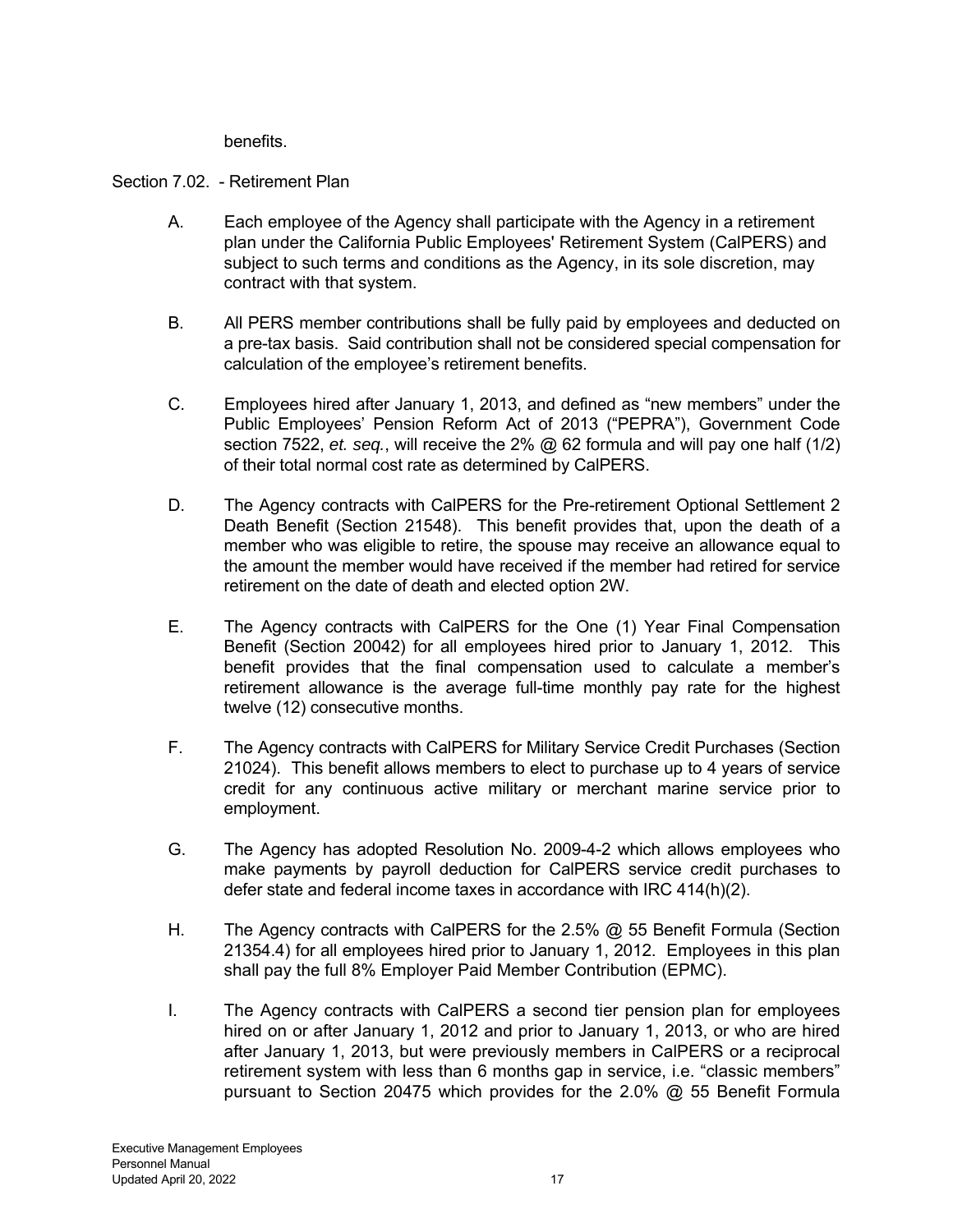benefits.

Section 7.02. - Retirement Plan

A. Each employee of the Agency shall participate with the Agency in a retirement plan under the California Public Employees' Retirement System (CalPERS) and subject to such terms and conditions as the Agency, in its sole discretion, may contract with that system.

B. All PERS member contributions shall be fully paid by employees and deducted on a pre-tax basis. Said contribution shall not be considered special compensation for calculation of the employee's retirement benefits.

C. Employees hired after January 1, 2013, and defined as "new members" under the Public Employees' Pension Reform Act of 2013 ("PEPRA"), Government Code section 7522, *et. seq.*, will receive the 2% @ 62 formula and will pay one half (1/2) of their total normal cost rate as determined by CalPERS.

D. The Agency contracts with CalPERS for the Pre-retirement Optional Settlement 2 Death Benefit (Section 21548). This benefit provides that, upon the death of a member who was eligible to retire, the spouse may receive an allowance equal to the amount the member would have received if the member had retired for service retirement on the date of death and elected option 2W.

E. The Agency contracts with CalPERS for the One (1) Year Final Compensation Benefit (Section 20042) for all employees hired prior to January 1, 2012. This benefit provides that the final compensation used to calculate a member's retirement allowance is the average full-time monthly pay rate for the highest twelve (12) consecutive months.

F. The Agency contracts with CalPERS for Military Service Credit Purchases (Section 21024). This benefit allows members to elect to purchase up to 4 years of service credit for any continuous active military or merchant marine service prior to employment.

G. The Agency has adopted Resolution No. 2009-4-2 which allows employees who make payments by payroll deduction for CalPERS service credit purchases to defer state and federal income taxes in accordance with IRC 414(h)(2).

H. The Agency contracts with CalPERS for the 2.5% @ 55 Benefit Formula (Section 21354.4) for all employees hired prior to January 1, 2012. Employees in this plan shall pay the full 8% Employer Paid Member Contribution (EPMC).

I. The Agency contracts with CalPERS a second tier pension plan for employees hired on or after January 1, 2012 and prior to January 1, 2013, or who are hired after January 1, 2013, but were previously members in CalPERS or a reciprocal retirement system with less than 6 months gap in service, i.e. "classic members" pursuant to Section 20475 which provides for the 2.0% @ 55 Benefit Formula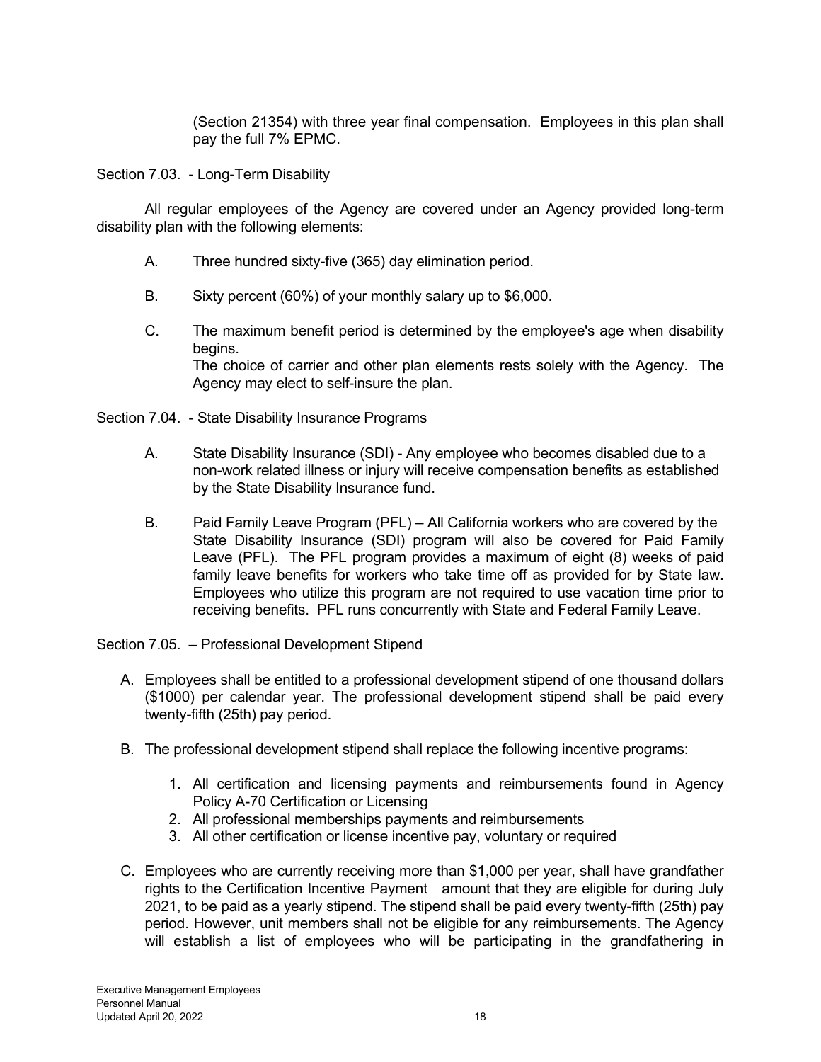(Section 21354) with three year final compensation. Employees in this plan shall pay the full 7% EPMC.

Section 7.03. - Long-Term Disability

All regular employees of the Agency are covered under an Agency provided long-term disability plan with the following elements:

A. Three hundred sixty-five (365) day elimination period.

B. Sixty percent (60%) of your monthly salary up to $6,000.

C. The maximum benefit period is determined by the employee's age when disability begins.
The choice of carrier and other plan elements rests solely with the Agency. The Agency may elect to self-insure the plan.

Section 7.04. - State Disability Insurance Programs

A. State Disability Insurance (SDI) - Any employee who becomes disabled due to a non-work related illness or injury will receive compensation benefits as established by the State Disability Insurance fund.

B. Paid Family Leave Program (PFL) – All California workers who are covered by the State Disability Insurance (SDI) program will also be covered for Paid Family Leave (PFL). The PFL program provides a maximum of eight (8) weeks of paid family leave benefits for workers who take time off as provided for by State law. Employees who utilize this program are not required to use vacation time prior to receiving benefits. PFL runs concurrently with State and Federal Family Leave.

Section 7.05. – Professional Development Stipend

A. Employees shall be entitled to a professional development stipend of one thousand dollars ($1000) per calendar year. The professional development stipend shall be paid every twenty-fifth (25th) pay period.

B. The professional development stipend shall replace the following incentive programs:

   1. All certification and licensing payments and reimbursements found in Agency Policy A-70 Certification or Licensing
   2. All professional memberships payments and reimbursements
   3. All other certification or license incentive pay, voluntary or required

C. Employees who are currently receiving more than $1,000 per year, shall have grandfather rights to the Certification Incentive Payment amount that they are eligible for during July 2021, to be paid as a yearly stipend. The stipend shall be paid every twenty-fifth (25th) pay period. However, unit members shall not be eligible for any reimbursements. The Agency will establish a list of employees who will be participating in the grandfathering in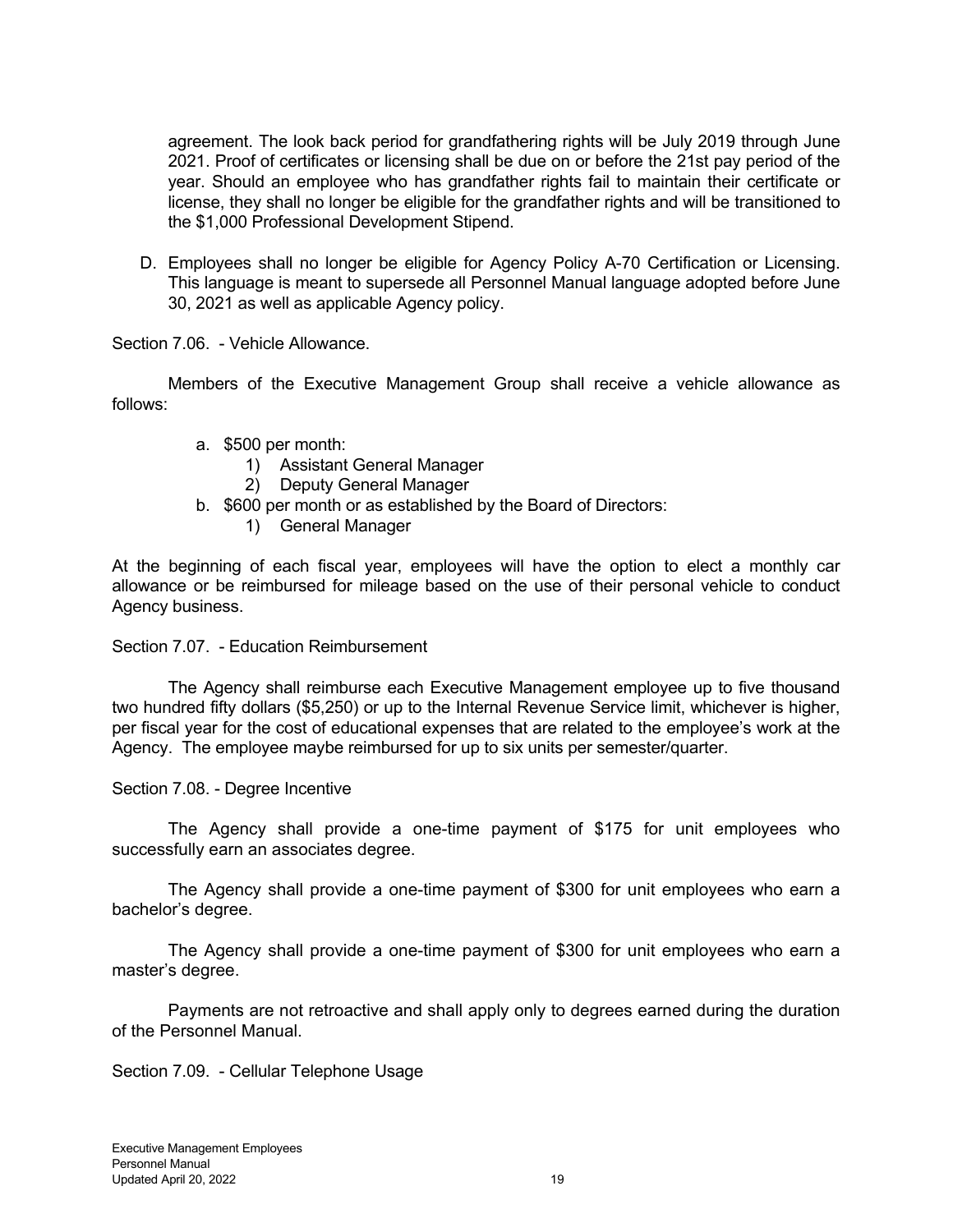agreement. The look back period for grandfathering rights will be July 2019 through June 2021. Proof of certificates or licensing shall be due on or before the 21st pay period of the year. Should an employee who has grandfather rights fail to maintain their certificate or license, they shall no longer be eligible for the grandfather rights and will be transitioned to the $1,000 Professional Development Stipend.

D. Employees shall no longer be eligible for Agency Policy A-70 Certification or Licensing. This language is meant to supersede all Personnel Manual language adopted before June 30, 2021 as well as applicable Agency policy.

Section 7.06. - Vehicle Allowance.

Members of the Executive Management Group shall receive a vehicle allowance as follows:

a. $500 per month:
   1) Assistant General Manager
   2) Deputy General Manager
b. $600 per month or as established by the Board of Directors:
   1) General Manager

At the beginning of each fiscal year, employees will have the option to elect a monthly car allowance or be reimbursed for mileage based on the use of their personal vehicle to conduct Agency business.

Section 7.07. - Education Reimbursement

The Agency shall reimburse each Executive Management employee up to five thousand two hundred fifty dollars ($5,250) or up to the Internal Revenue Service limit, whichever is higher, per fiscal year for the cost of educational expenses that are related to the employee's work at the Agency. The employee maybe reimbursed for up to six units per semester/quarter.

Section 7.08. - Degree Incentive

The Agency shall provide a one-time payment of $175 for unit employees who successfully earn an associates degree.

The Agency shall provide a one-time payment of $300 for unit employees who earn a bachelor's degree.

The Agency shall provide a one-time payment of $300 for unit employees who earn a master's degree.

Payments are not retroactive and shall apply only to degrees earned during the duration of the Personnel Manual.

Section 7.09. - Cellular Telephone Usage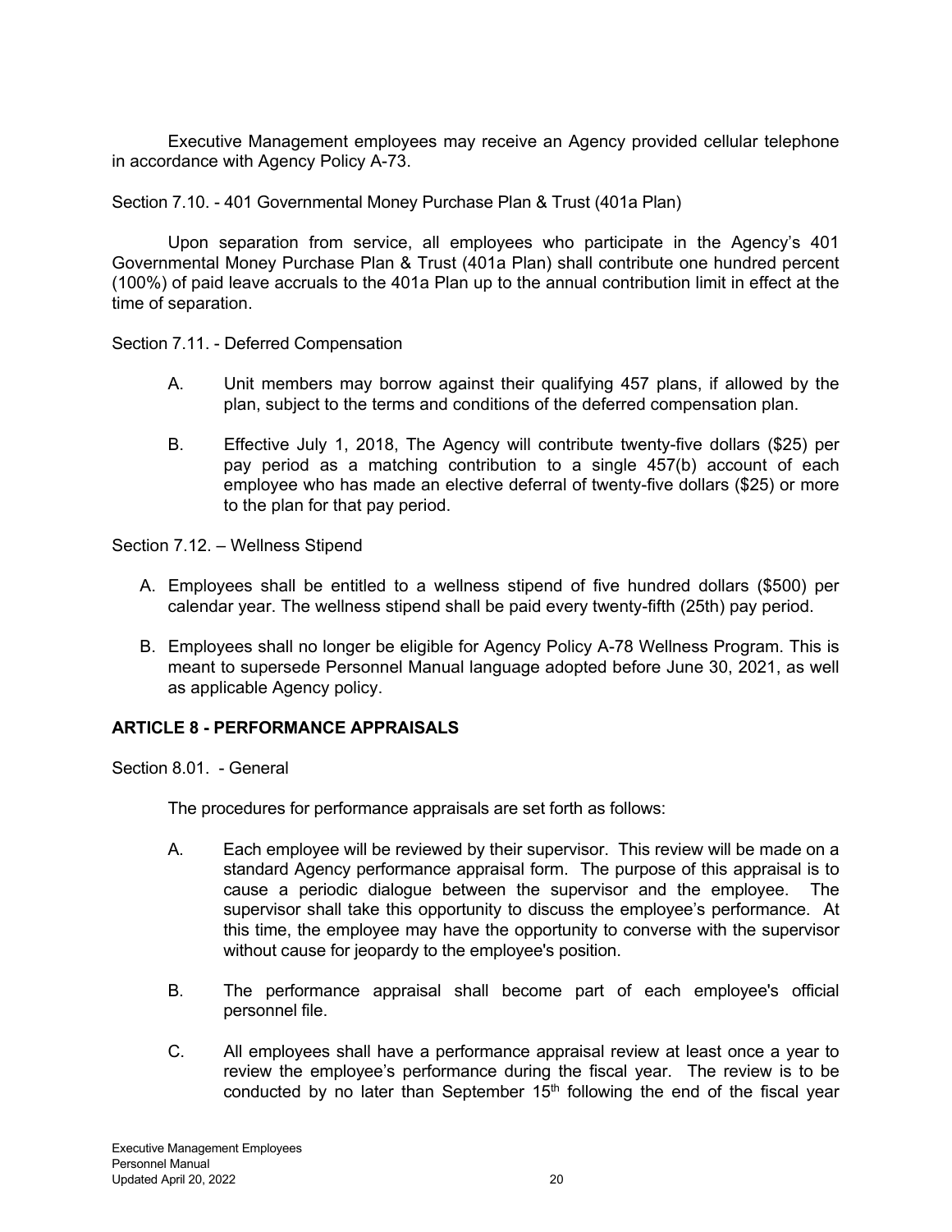Executive Management employees may receive an Agency provided cellular telephone in accordance with Agency Policy A-73.

Section 7.10. - 401 Governmental Money Purchase Plan & Trust (401a Plan)

Upon separation from service, all employees who participate in the Agency's 401 Governmental Money Purchase Plan & Trust (401a Plan) shall contribute one hundred percent (100%) of paid leave accruals to the 401a Plan up to the annual contribution limit in effect at the time of separation.

Section 7.11. - Deferred Compensation

A. Unit members may borrow against their qualifying 457 plans, if allowed by the plan, subject to the terms and conditions of the deferred compensation plan.

B. Effective July 1, 2018, The Agency will contribute twenty-five dollars ($25) per pay period as a matching contribution to a single 457(b) account of each employee who has made an elective deferral of twenty-five dollars ($25) or more to the plan for that pay period.

Section 7.12. – Wellness Stipend

A. Employees shall be entitled to a wellness stipend of five hundred dollars ($500) per calendar year. The wellness stipend shall be paid every twenty-fifth (25th) pay period.

B. Employees shall no longer be eligible for Agency Policy A-78 Wellness Program. This is meant to supersede Personnel Manual language adopted before June 30, 2021, as well as applicable Agency policy.

## ARTICLE 8 - PERFORMANCE APPRAISALS

Section 8.01. - General

The procedures for performance appraisals are set forth as follows:

A. Each employee will be reviewed by their supervisor. This review will be made on a standard Agency performance appraisal form. The purpose of this appraisal is to cause a periodic dialogue between the supervisor and the employee. The supervisor shall take this opportunity to discuss the employee's performance. At this time, the employee may have the opportunity to converse with the supervisor without cause for jeopardy to the employee's position.

B. The performance appraisal shall become part of each employee's official personnel file.

C. All employees shall have a performance appraisal review at least once a year to review the employee's performance during the fiscal year. The review is to be conducted by no later than September 15th following the end of the fiscal year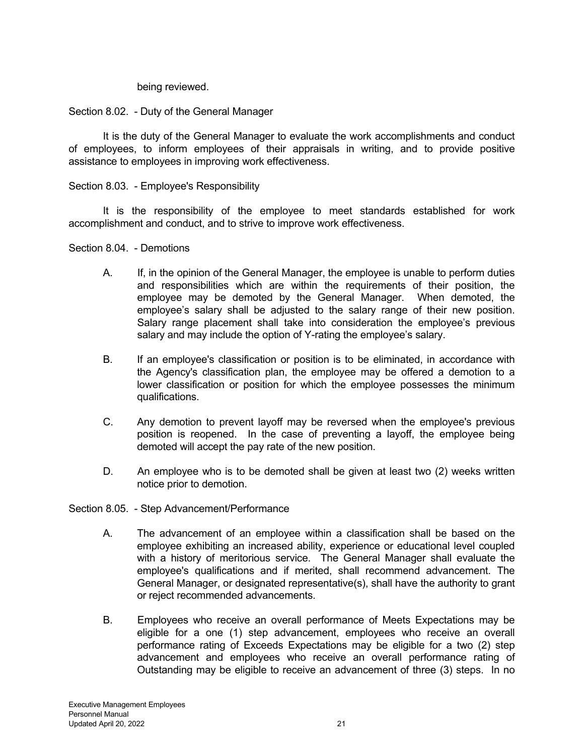being reviewed.

Section 8.02. - Duty of the General Manager

It is the duty of the General Manager to evaluate the work accomplishments and conduct of employees, to inform employees of their appraisals in writing, and to provide positive assistance to employees in improving work effectiveness.

Section 8.03. - Employee's Responsibility

It is the responsibility of the employee to meet standards established for work accomplishment and conduct, and to strive to improve work effectiveness.

Section 8.04. - Demotions

A. If, in the opinion of the General Manager, the employee is unable to perform duties and responsibilities which are within the requirements of their position, the employee may be demoted by the General Manager. When demoted, the employee's salary shall be adjusted to the salary range of their new position. Salary range placement shall take into consideration the employee's previous salary and may include the option of Y-rating the employee's salary.

B. If an employee's classification or position is to be eliminated, in accordance with the Agency's classification plan, the employee may be offered a demotion to a lower classification or position for which the employee possesses the minimum qualifications.

C. Any demotion to prevent layoff may be reversed when the employee's previous position is reopened. In the case of preventing a layoff, the employee being demoted will accept the pay rate of the new position.

D. An employee who is to be demoted shall be given at least two (2) weeks written notice prior to demotion.

Section 8.05. - Step Advancement/Performance

A. The advancement of an employee within a classification shall be based on the employee exhibiting an increased ability, experience or educational level coupled with a history of meritorious service. The General Manager shall evaluate the employee's qualifications and if merited, shall recommend advancement. The General Manager, or designated representative(s), shall have the authority to grant or reject recommended advancements.

B. Employees who receive an overall performance of Meets Expectations may be eligible for a one (1) step advancement, employees who receive an overall performance rating of Exceeds Expectations may be eligible for a two (2) step advancement and employees who receive an overall performance rating of Outstanding may be eligible to receive an advancement of three (3) steps. In no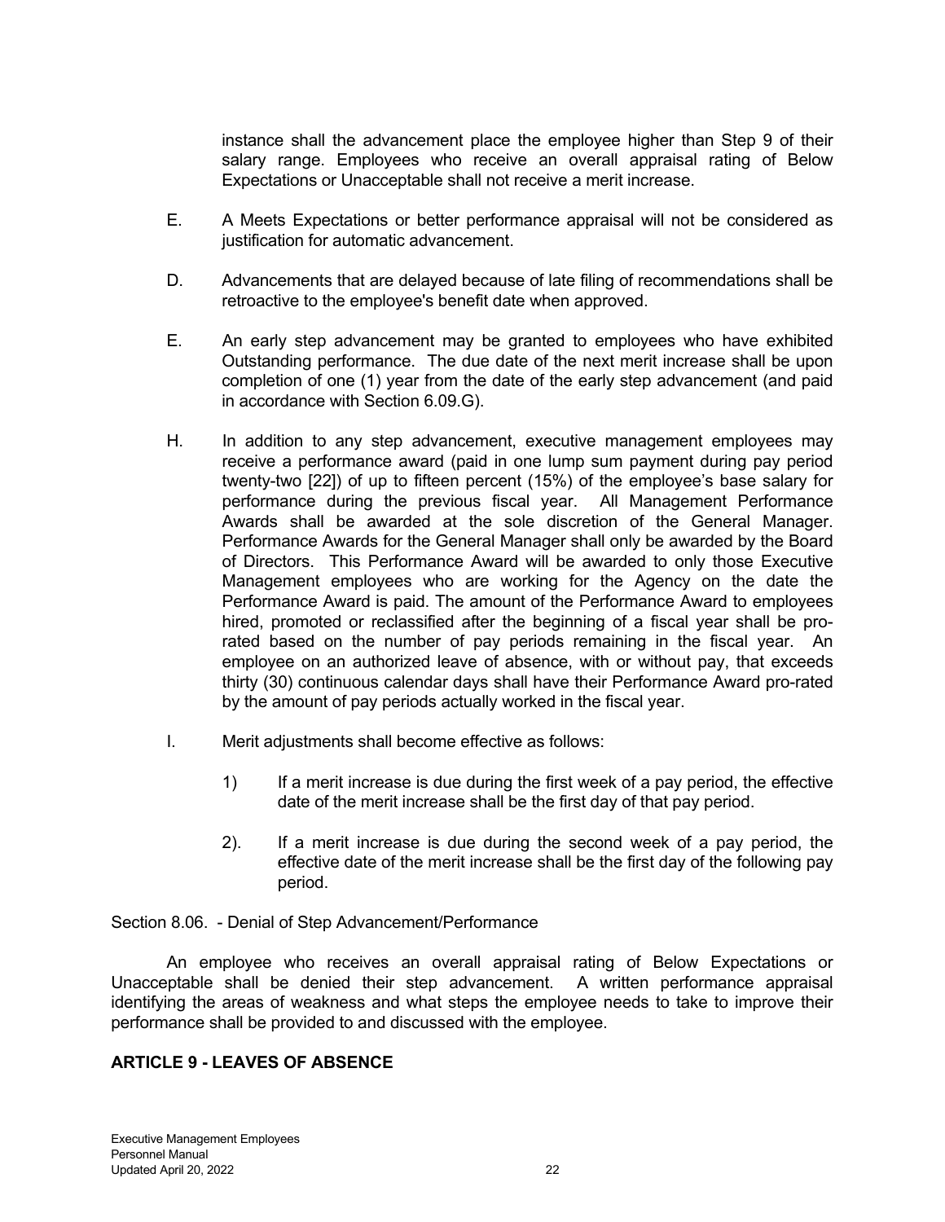instance shall the advancement place the employee higher than Step 9 of their salary range. Employees who receive an overall appraisal rating of Below Expectations or Unacceptable shall not receive a merit increase.

E. A Meets Expectations or better performance appraisal will not be considered as justification for automatic advancement.

D. Advancements that are delayed because of late filing of recommendations shall be retroactive to the employee's benefit date when approved.

E. An early step advancement may be granted to employees who have exhibited Outstanding performance. The due date of the next merit increase shall be upon completion of one (1) year from the date of the early step advancement (and paid in accordance with Section 6.09.G).

H. In addition to any step advancement, executive management employees may receive a performance award (paid in one lump sum payment during pay period twenty-two [22]) of up to fifteen percent (15%) of the employee's base salary for performance during the previous fiscal year. All Management Performance Awards shall be awarded at the sole discretion of the General Manager. Performance Awards for the General Manager shall only be awarded by the Board of Directors. This Performance Award will be awarded to only those Executive Management employees who are working for the Agency on the date the Performance Award is paid. The amount of the Performance Award to employees hired, promoted or reclassified after the beginning of a fiscal year shall be pro-rated based on the number of pay periods remaining in the fiscal year. An employee on an authorized leave of absence, with or without pay, that exceeds thirty (30) continuous calendar days shall have their Performance Award pro-rated by the amount of pay periods actually worked in the fiscal year.

I. Merit adjustments shall become effective as follows:

1) If a merit increase is due during the first week of a pay period, the effective date of the merit increase shall be the first day of that pay period.

2). If a merit increase is due during the second week of a pay period, the effective date of the merit increase shall be the first day of the following pay period.

Section 8.06. - Denial of Step Advancement/Performance

An employee who receives an overall appraisal rating of Below Expectations or Unacceptable shall be denied their step advancement. A written performance appraisal identifying the areas of weakness and what steps the employee needs to take to improve their performance shall be provided to and discussed with the employee.

## ARTICLE 9 - LEAVES OF ABSENCE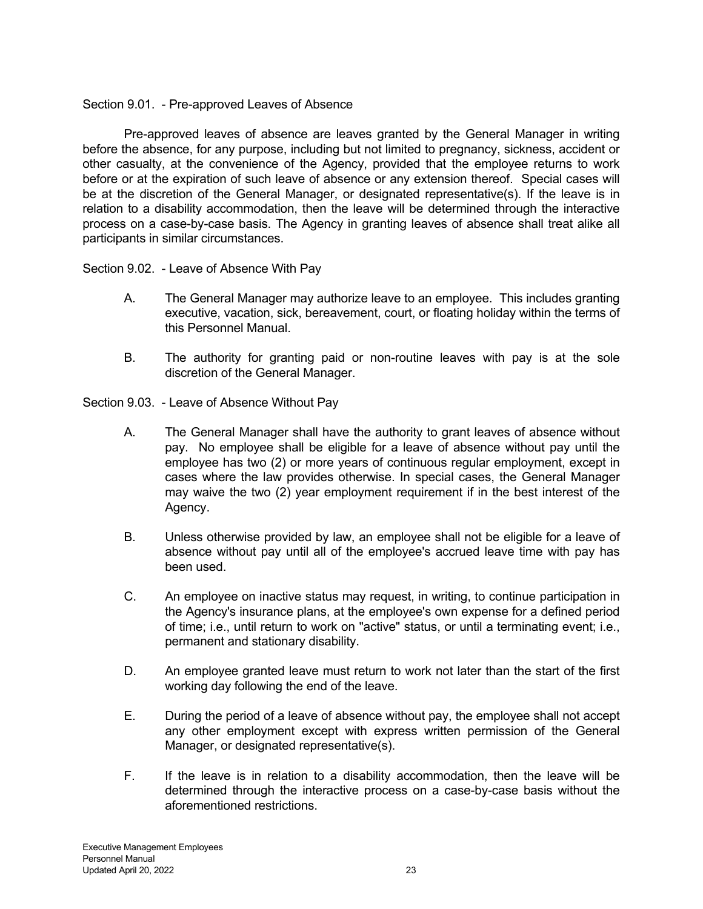## Section 9.01. - Pre-approved Leaves of Absence

Pre-approved leaves of absence are leaves granted by the General Manager in writing before the absence, for any purpose, including but not limited to pregnancy, sickness, accident or other casualty, at the convenience of the Agency, provided that the employee returns to work before or at the expiration of such leave of absence or any extension thereof. Special cases will be at the discretion of the General Manager, or designated representative(s). If the leave is in relation to a disability accommodation, then the leave will be determined through the interactive process on a case-by-case basis. The Agency in granting leaves of absence shall treat alike all participants in similar circumstances.

## Section 9.02. - Leave of Absence With Pay

A. The General Manager may authorize leave to an employee. This includes granting executive, vacation, sick, bereavement, court, or floating holiday within the terms of this Personnel Manual.

B. The authority for granting paid or non-routine leaves with pay is at the sole discretion of the General Manager.

## Section 9.03. - Leave of Absence Without Pay

A. The General Manager shall have the authority to grant leaves of absence without pay. No employee shall be eligible for a leave of absence without pay until the employee has two (2) or more years of continuous regular employment, except in cases where the law provides otherwise. In special cases, the General Manager may waive the two (2) year employment requirement if in the best interest of the Agency.

B. Unless otherwise provided by law, an employee shall not be eligible for a leave of absence without pay until all of the employee's accrued leave time with pay has been used.

C. An employee on inactive status may request, in writing, to continue participation in the Agency's insurance plans, at the employee's own expense for a defined period of time; i.e., until return to work on "active" status, or until a terminating event; i.e., permanent and stationary disability.

D. An employee granted leave must return to work not later than the start of the first working day following the end of the leave.

E. During the period of a leave of absence without pay, the employee shall not accept any other employment except with express written permission of the General Manager, or designated representative(s).

F. If the leave is in relation to a disability accommodation, then the leave will be determined through the interactive process on a case-by-case basis without the aforementioned restrictions.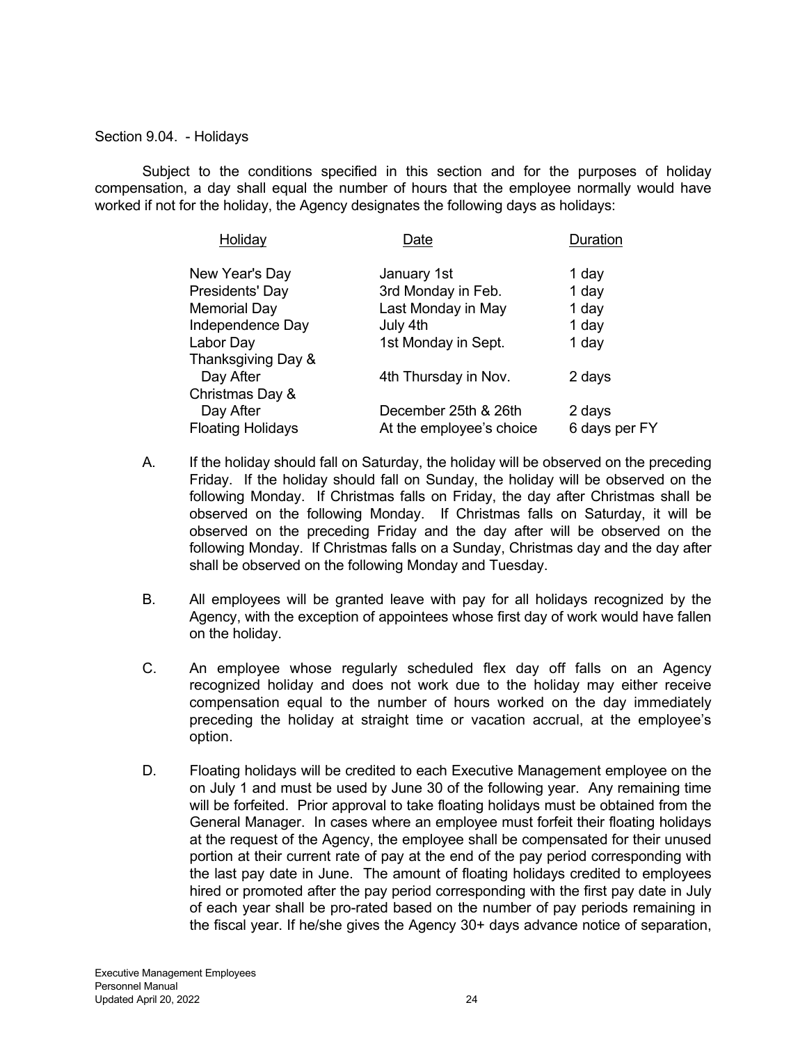Section 9.04. - Holidays

Subject to the conditions specified in this section and for the purposes of holiday compensation, a day shall equal the number of hours that the employee normally would have worked if not for the holiday, the Agency designates the following days as holidays:

| Holiday | Date | Duration |
|---|---|---|
| New Year's Day | January 1st | 1 day |
| Presidents' Day | 3rd Monday in Feb. | 1 day |
| Memorial Day | Last Monday in May | 1 day |
| Independence Day | July 4th | 1 day |
| Labor Day | 1st Monday in Sept. | 1 day |
| Thanksgiving Day & Day After | 4th Thursday in Nov. | 2 days |
| Christmas Day & Day After | December 25th & 26th | 2 days |
| Floating Holidays | At the employee's choice | 6 days per FY |

A. If the holiday should fall on Saturday, the holiday will be observed on the preceding Friday. If the holiday should fall on Sunday, the holiday will be observed on the following Monday. If Christmas falls on Friday, the day after Christmas shall be observed on the following Monday. If Christmas falls on Saturday, it will be observed on the preceding Friday and the day after will be observed on the following Monday. If Christmas falls on a Sunday, Christmas day and the day after shall be observed on the following Monday and Tuesday.

B. All employees will be granted leave with pay for all holidays recognized by the Agency, with the exception of appointees whose first day of work would have fallen on the holiday.

C. An employee whose regularly scheduled flex day off falls on an Agency recognized holiday and does not work due to the holiday may either receive compensation equal to the number of hours worked on the day immediately preceding the holiday at straight time or vacation accrual, at the employee's option.

D. Floating holidays will be credited to each Executive Management employee on the on July 1 and must be used by June 30 of the following year. Any remaining time will be forfeited. Prior approval to take floating holidays must be obtained from the General Manager. In cases where an employee must forfeit their floating holidays at the request of the Agency, the employee shall be compensated for their unused portion at their current rate of pay at the end of the pay period corresponding with the last pay date in June. The amount of floating holidays credited to employees hired or promoted after the pay period corresponding with the first pay date in July of each year shall be pro-rated based on the number of pay periods remaining in the fiscal year. If he/she gives the Agency 30+ days advance notice of separation,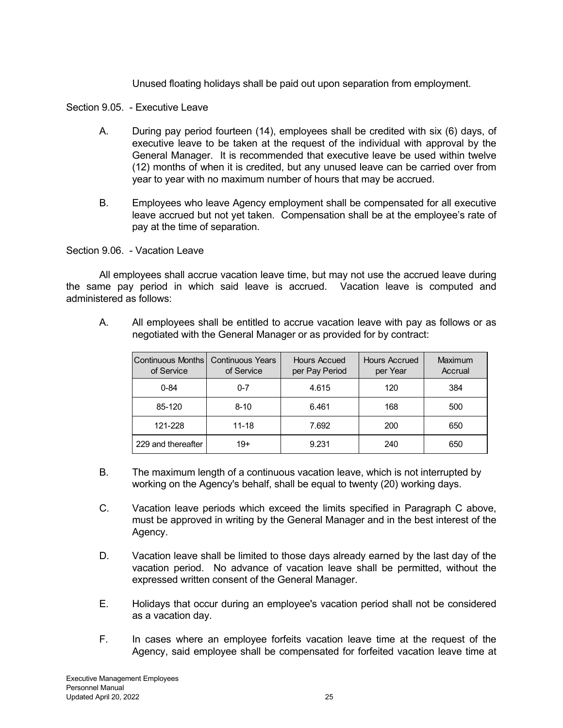Unused floating holidays shall be paid out upon separation from employment.

Section 9.05. - Executive Leave

A. During pay period fourteen (14), employees shall be credited with six (6) days, of executive leave to be taken at the request of the individual with approval by the General Manager. It is recommended that executive leave be used within twelve (12) months of when it is credited, but any unused leave can be carried over from year to year with no maximum number of hours that may be accrued.

B. Employees who leave Agency employment shall be compensated for all executive leave accrued but not yet taken. Compensation shall be at the employee's rate of pay at the time of separation.

Section 9.06. - Vacation Leave

All employees shall accrue vacation leave time, but may not use the accrued leave during the same pay period in which said leave is accrued. Vacation leave is computed and administered as follows:

A. All employees shall be entitled to accrue vacation leave with pay as follows or as negotiated with the General Manager or as provided for by contract:

| Continuous Months of Service | Continuous Years of Service | Hours Accued per Pay Period | Hours Accrued per Year | Maximum Accrual |
|---|---|---|---|---|
| 0-84 | 0-7 | 4.615 | 120 | 384 |
| 85-120 | 8-10 | 6.461 | 168 | 500 |
| 121-228 | 11-18 | 7.692 | 200 | 650 |
| 229 and thereafter | 19+ | 9.231 | 240 | 650 |

B. The maximum length of a continuous vacation leave, which is not interrupted by working on the Agency's behalf, shall be equal to twenty (20) working days.

C. Vacation leave periods which exceed the limits specified in Paragraph C above, must be approved in writing by the General Manager and in the best interest of the Agency.

D. Vacation leave shall be limited to those days already earned by the last day of the vacation period. No advance of vacation leave shall be permitted, without the expressed written consent of the General Manager.

E. Holidays that occur during an employee's vacation period shall not be considered as a vacation day.

F. In cases where an employee forfeits vacation leave time at the request of the Agency, said employee shall be compensated for forfeited vacation leave time at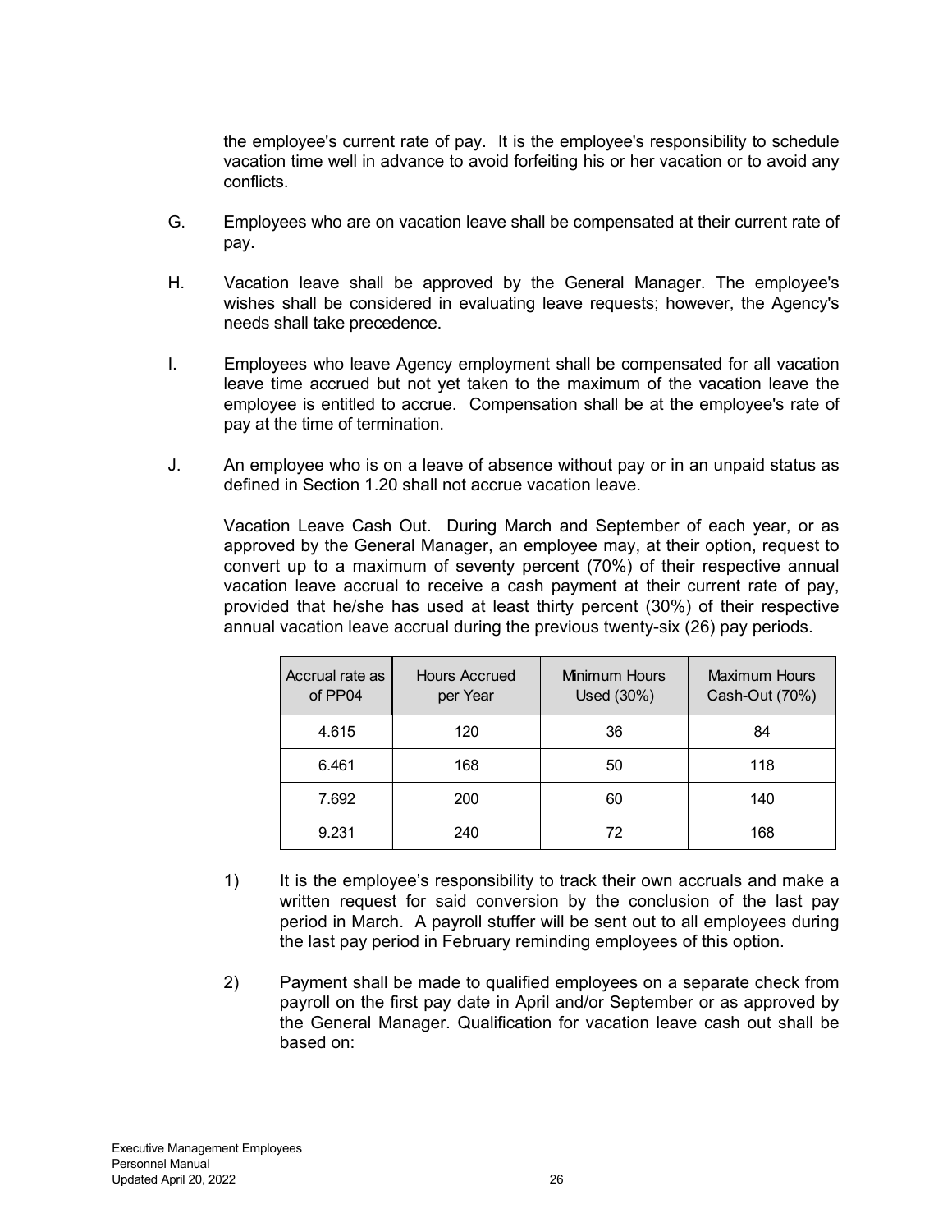the employee's current rate of pay. It is the employee's responsibility to schedule vacation time well in advance to avoid forfeiting his or her vacation or to avoid any conflicts.

G. Employees who are on vacation leave shall be compensated at their current rate of pay.

H. Vacation leave shall be approved by the General Manager. The employee's wishes shall be considered in evaluating leave requests; however, the Agency's needs shall take precedence.

I. Employees who leave Agency employment shall be compensated for all vacation leave time accrued but not yet taken to the maximum of the vacation leave the employee is entitled to accrue. Compensation shall be at the employee's rate of pay at the time of termination.

J. An employee who is on a leave of absence without pay or in an unpaid status as defined in Section 1.20 shall not accrue vacation leave.

Vacation Leave Cash Out. During March and September of each year, or as approved by the General Manager, an employee may, at their option, request to convert up to a maximum of seventy percent (70%) of their respective annual vacation leave accrual to receive a cash payment at their current rate of pay, provided that he/she has used at least thirty percent (30%) of their respective annual vacation leave accrual during the previous twenty-six (26) pay periods.

| Accrual rate as of PP04 | Hours Accrued per Year | Minimum Hours Used (30%) | Maximum Hours Cash-Out (70%) |
|---|---|---|---|
| 4.615 | 120 | 36 | 84 |
| 6.461 | 168 | 50 | 118 |
| 7.692 | 200 | 60 | 140 |
| 9.231 | 240 | 72 | 168 |

1) It is the employee's responsibility to track their own accruals and make a written request for said conversion by the conclusion of the last pay period in March. A payroll stuffer will be sent out to all employees during the last pay period in February reminding employees of this option.

2) Payment shall be made to qualified employees on a separate check from payroll on the first pay date in April and/or September or as approved by the General Manager. Qualification for vacation leave cash out shall be based on: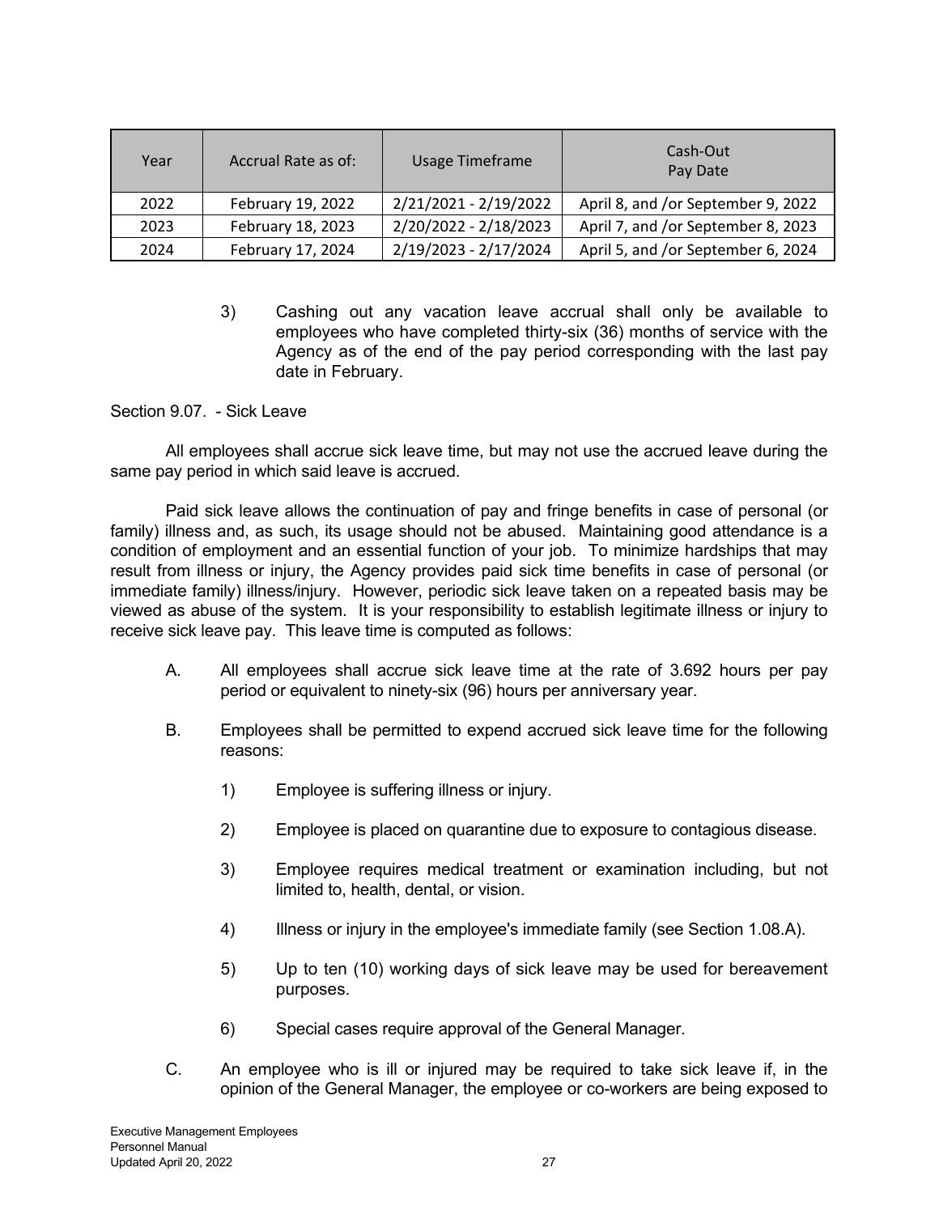| Year | Accrual Rate as of: | Usage Timeframe | Cash-Out Pay Date |
|---|---|---|---|
| 2022 | February 19, 2022 | 2/21/2021 - 2/19/2022 | April 8, and /or September 9, 2022 |
| 2023 | February 18, 2023 | 2/20/2022 - 2/18/2023 | April 7, and /or September 8, 2023 |
| 2024 | February 17, 2024 | 2/19/2023 - 2/17/2024 | April 5, and /or September 6, 2024 |

3) Cashing out any vacation leave accrual shall only be available to employees who have completed thirty-six (36) months of service with the Agency as of the end of the pay period corresponding with the last pay date in February.

Section 9.07. - Sick Leave

All employees shall accrue sick leave time, but may not use the accrued leave during the same pay period in which said leave is accrued.

Paid sick leave allows the continuation of pay and fringe benefits in case of personal (or family) illness and, as such, its usage should not be abused. Maintaining good attendance is a condition of employment and an essential function of your job. To minimize hardships that may result from illness or injury, the Agency provides paid sick time benefits in case of personal (or immediate family) illness/injury. However, periodic sick leave taken on a repeated basis may be viewed as abuse of the system. It is your responsibility to establish legitimate illness or injury to receive sick leave pay. This leave time is computed as follows:

A. All employees shall accrue sick leave time at the rate of 3.692 hours per pay period or equivalent to ninety-six (96) hours per anniversary year.

B. Employees shall be permitted to expend accrued sick leave time for the following reasons:

   1) Employee is suffering illness or injury.

   2) Employee is placed on quarantine due to exposure to contagious disease.

   3) Employee requires medical treatment or examination including, but not limited to, health, dental, or vision.

   4) Illness or injury in the employee's immediate family (see Section 1.08.A).

   5) Up to ten (10) working days of sick leave may be used for bereavement purposes.

   6) Special cases require approval of the General Manager.

C. An employee who is ill or injured may be required to take sick leave if, in the opinion of the General Manager, the employee or co-workers are being exposed to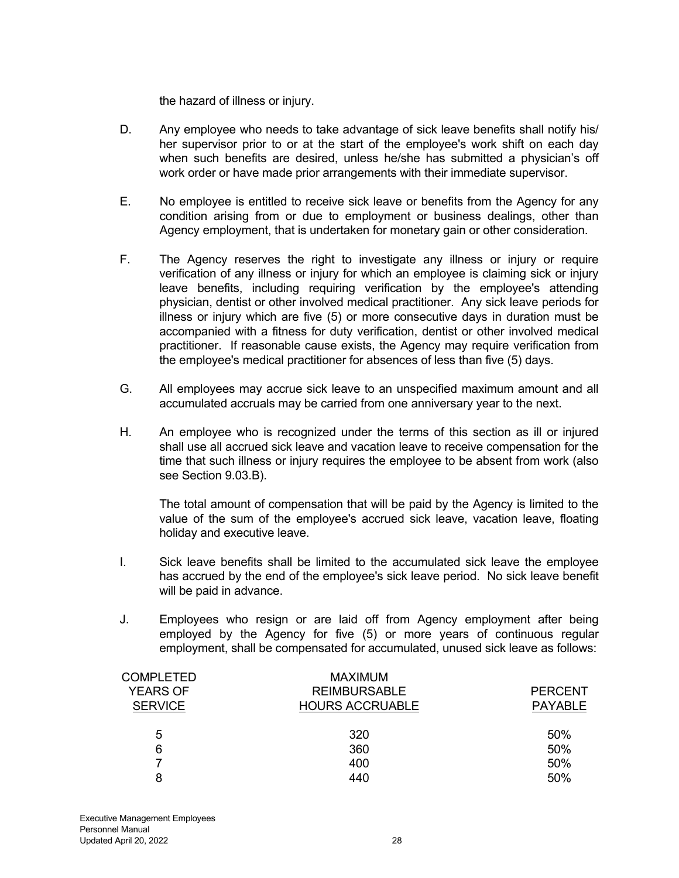the hazard of illness or injury.

D. Any employee who needs to take advantage of sick leave benefits shall notify his/ her supervisor prior to or at the start of the employee's work shift on each day when such benefits are desired, unless he/she has submitted a physician's off work order or have made prior arrangements with their immediate supervisor.

E. No employee is entitled to receive sick leave or benefits from the Agency for any condition arising from or due to employment or business dealings, other than Agency employment, that is undertaken for monetary gain or other consideration.

F. The Agency reserves the right to investigate any illness or injury or require verification of any illness or injury for which an employee is claiming sick or injury leave benefits, including requiring verification by the employee's attending physician, dentist or other involved medical practitioner. Any sick leave periods for illness or injury which are five (5) or more consecutive days in duration must be accompanied with a fitness for duty verification, dentist or other involved medical practitioner. If reasonable cause exists, the Agency may require verification from the employee's medical practitioner for absences of less than five (5) days.

G. All employees may accrue sick leave to an unspecified maximum amount and all accumulated accruals may be carried from one anniversary year to the next.

H. An employee who is recognized under the terms of this section as ill or injured shall use all accrued sick leave and vacation leave to receive compensation for the time that such illness or injury requires the employee to be absent from work (also see Section 9.03.B).

   The total amount of compensation that will be paid by the Agency is limited to the value of the sum of the employee's accrued sick leave, vacation leave, floating holiday and executive leave.

I. Sick leave benefits shall be limited to the accumulated sick leave the employee has accrued by the end of the employee's sick leave period. No sick leave benefit will be paid in advance.

J. Employees who resign or are laid off from Agency employment after being employed by the Agency for five (5) or more years of continuous regular employment, shall be compensated for accumulated, unused sick leave as follows:

| COMPLETED YEARS OF SERVICE | MAXIMUM REIMBURSABLE HOURS ACCRUABLE | PERCENT PAYABLE |
|---|---|---|
| 5 | 320 | 50% |
| 6 | 360 | 50% |
| 7 | 400 | 50% |
| 8 | 440 | 50% |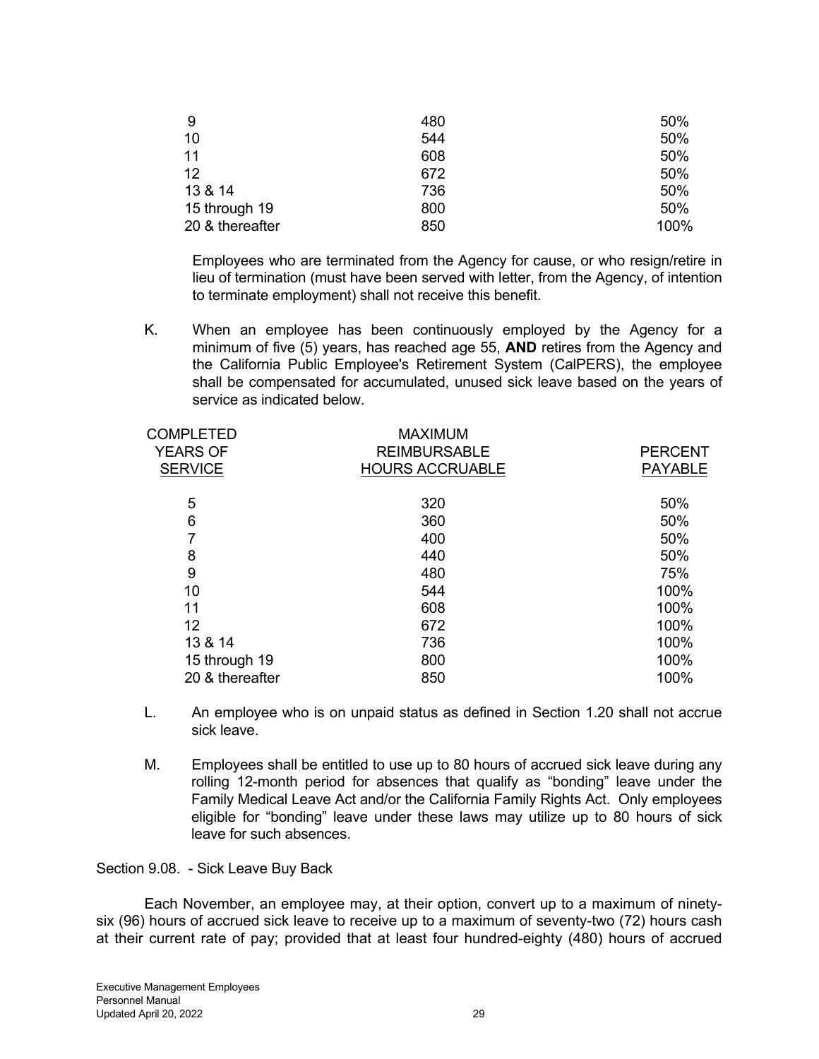| | | |
|---|---|---|
| 9 | 480 | 50% |
| 10 | 544 | 50% |
| 11 | 608 | 50% |
| 12 | 672 | 50% |
| 13 & 14 | 736 | 50% |
| 15 through 19 | 800 | 50% |
| 20 & thereafter | 850 | 100% |

Employees who are terminated from the Agency for cause, or who resign/retire in lieu of termination (must have been served with letter, from the Agency, of intention to terminate employment) shall not receive this benefit.

K. When an employee has been continuously employed by the Agency for a minimum of five (5) years, has reached age 55, **AND** retires from the Agency and the California Public Employee's Retirement System (CalPERS), the employee shall be compensated for accumulated, unused sick leave based on the years of service as indicated below.

| COMPLETED YEARS OF SERVICE | MAXIMUM REIMBURSABLE HOURS ACCRUABLE | PERCENT PAYABLE |
|---|---|---|
| 5 | 320 | 50% |
| 6 | 360 | 50% |
| 7 | 400 | 50% |
| 8 | 440 | 50% |
| 9 | 480 | 75% |
| 10 | 544 | 100% |
| 11 | 608 | 100% |
| 12 | 672 | 100% |
| 13 & 14 | 736 | 100% |
| 15 through 19 | 800 | 100% |
| 20 & thereafter | 850 | 100% |

L. An employee who is on unpaid status as defined in Section 1.20 shall not accrue sick leave.

M. Employees shall be entitled to use up to 80 hours of accrued sick leave during any rolling 12-month period for absences that qualify as "bonding" leave under the Family Medical Leave Act and/or the California Family Rights Act. Only employees eligible for "bonding" leave under these laws may utilize up to 80 hours of sick leave for such absences.

Section 9.08. - Sick Leave Buy Back

Each November, an employee may, at their option, convert up to a maximum of ninety-six (96) hours of accrued sick leave to receive up to a maximum of seventy-two (72) hours cash at their current rate of pay; provided that at least four hundred-eighty (480) hours of accrued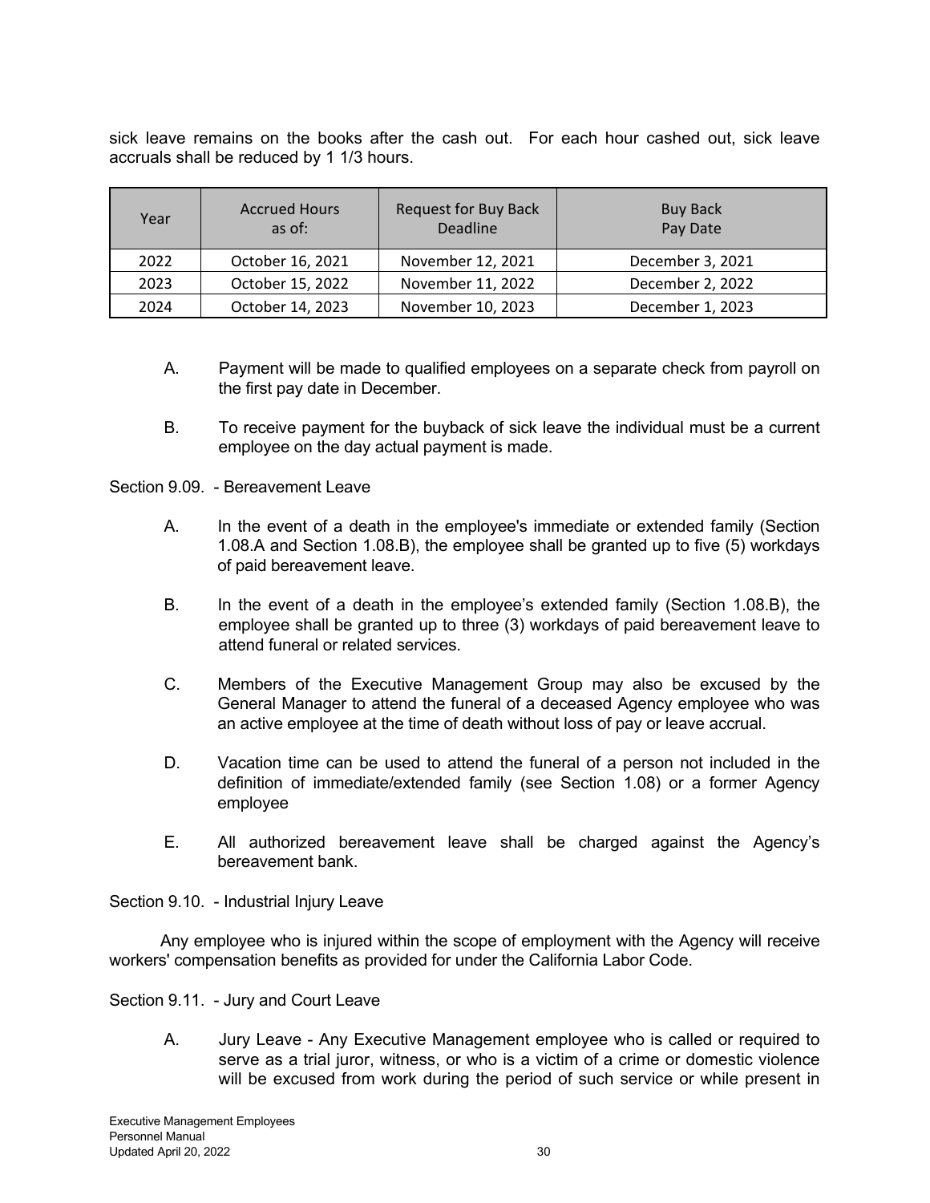sick leave remains on the books after the cash out. For each hour cashed out, sick leave accruals shall be reduced by 1 1/3 hours.

| Year | Accrued Hours as of: | Request for Buy Back Deadline | Buy Back Pay Date |
|---|---|---|---|
| 2022 | October 16, 2021 | November 12, 2021 | December 3, 2021 |
| 2023 | October 15, 2022 | November 11, 2022 | December 2, 2022 |
| 2024 | October 14, 2023 | November 10, 2023 | December 1, 2023 |

A. Payment will be made to qualified employees on a separate check from payroll on the first pay date in December.

B. To receive payment for the buyback of sick leave the individual must be a current employee on the day actual payment is made.

Section 9.09. - Bereavement Leave

A. In the event of a death in the employee's immediate or extended family (Section 1.08.A and Section 1.08.B), the employee shall be granted up to five (5) workdays of paid bereavement leave.

B. In the event of a death in the employee's extended family (Section 1.08.B), the employee shall be granted up to three (3) workdays of paid bereavement leave to attend funeral or related services.

C. Members of the Executive Management Group may also be excused by the General Manager to attend the funeral of a deceased Agency employee who was an active employee at the time of death without loss of pay or leave accrual.

D. Vacation time can be used to attend the funeral of a person not included in the definition of immediate/extended family (see Section 1.08) or a former Agency employee

E. All authorized bereavement leave shall be charged against the Agency's bereavement bank.

Section 9.10. - Industrial Injury Leave

Any employee who is injured within the scope of employment with the Agency will receive workers' compensation benefits as provided for under the California Labor Code.

Section 9.11. - Jury and Court Leave

A. Jury Leave - Any Executive Management employee who is called or required to serve as a trial juror, witness, or who is a victim of a crime or domestic violence will be excused from work during the period of such service or while present in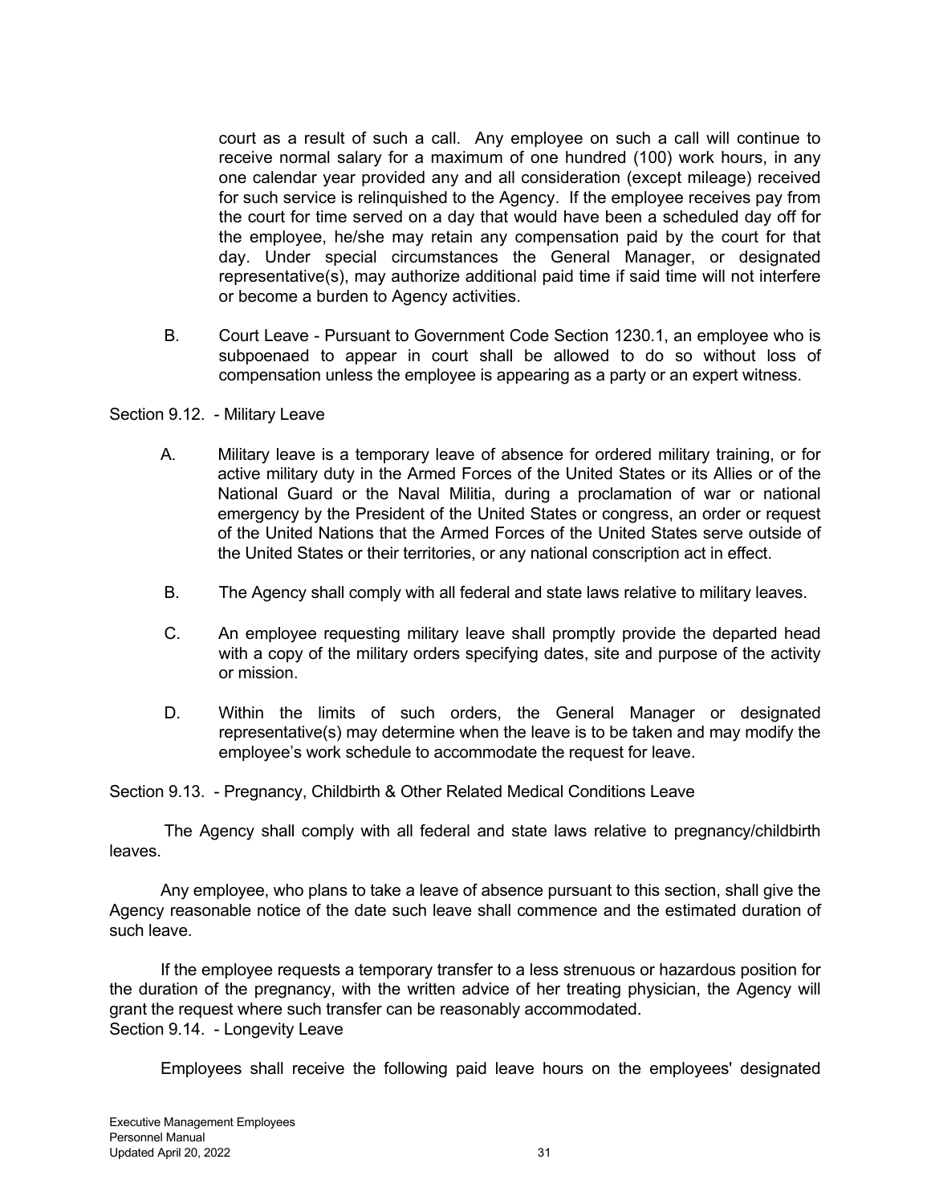court as a result of such a call. Any employee on such a call will continue to receive normal salary for a maximum of one hundred (100) work hours, in any one calendar year provided any and all consideration (except mileage) received for such service is relinquished to the Agency. If the employee receives pay from the court for time served on a day that would have been a scheduled day off for the employee, he/she may retain any compensation paid by the court for that day. Under special circumstances the General Manager, or designated representative(s), may authorize additional paid time if said time will not interfere or become a burden to Agency activities.

B. Court Leave - Pursuant to Government Code Section 1230.1, an employee who is subpoenaed to appear in court shall be allowed to do so without loss of compensation unless the employee is appearing as a party or an expert witness.

Section 9.12. - Military Leave

A. Military leave is a temporary leave of absence for ordered military training, or for active military duty in the Armed Forces of the United States or its Allies or of the National Guard or the Naval Militia, during a proclamation of war or national emergency by the President of the United States or congress, an order or request of the United Nations that the Armed Forces of the United States serve outside of the United States or their territories, or any national conscription act in effect.

B. The Agency shall comply with all federal and state laws relative to military leaves.

C. An employee requesting military leave shall promptly provide the departed head with a copy of the military orders specifying dates, site and purpose of the activity or mission.

D. Within the limits of such orders, the General Manager or designated representative(s) may determine when the leave is to be taken and may modify the employee's work schedule to accommodate the request for leave.

Section 9.13. - Pregnancy, Childbirth & Other Related Medical Conditions Leave

The Agency shall comply with all federal and state laws relative to pregnancy/childbirth leaves.

Any employee, who plans to take a leave of absence pursuant to this section, shall give the Agency reasonable notice of the date such leave shall commence and the estimated duration of such leave.

If the employee requests a temporary transfer to a less strenuous or hazardous position for the duration of the pregnancy, with the written advice of her treating physician, the Agency will grant the request where such transfer can be reasonably accommodated.

Section 9.14. - Longevity Leave

Employees shall receive the following paid leave hours on the employees' designated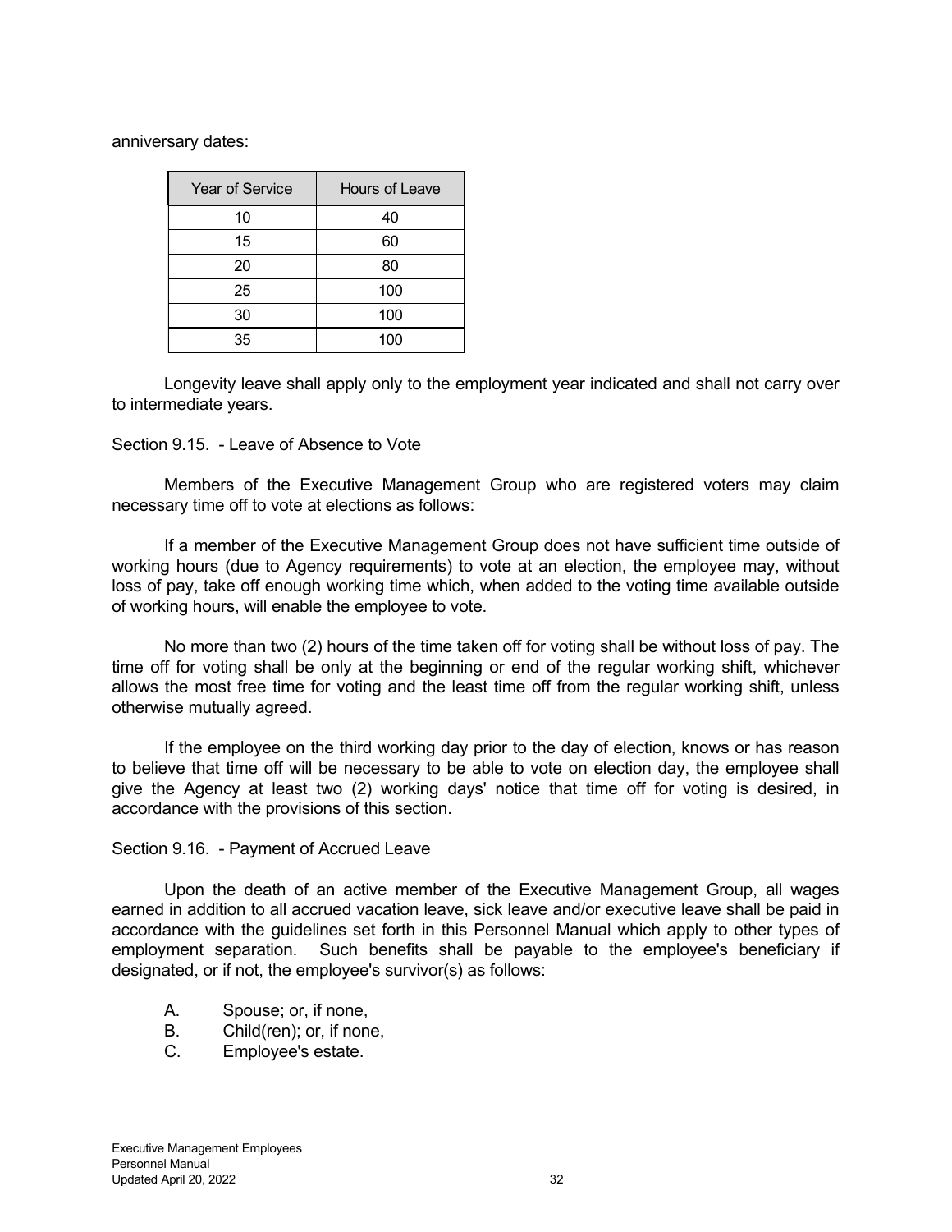anniversary dates:

| Year of Service | Hours of Leave |
|---|---|
| 10 | 40 |
| 15 | 60 |
| 20 | 80 |
| 25 | 100 |
| 30 | 100 |
| 35 | 100 |

Longevity leave shall apply only to the employment year indicated and shall not carry over to intermediate years.

Section 9.15. - Leave of Absence to Vote

Members of the Executive Management Group who are registered voters may claim necessary time off to vote at elections as follows:

If a member of the Executive Management Group does not have sufficient time outside of working hours (due to Agency requirements) to vote at an election, the employee may, without loss of pay, take off enough working time which, when added to the voting time available outside of working hours, will enable the employee to vote.

No more than two (2) hours of the time taken off for voting shall be without loss of pay. The time off for voting shall be only at the beginning or end of the regular working shift, whichever allows the most free time for voting and the least time off from the regular working shift, unless otherwise mutually agreed.

If the employee on the third working day prior to the day of election, knows or has reason to believe that time off will be necessary to be able to vote on election day, the employee shall give the Agency at least two (2) working days' notice that time off for voting is desired, in accordance with the provisions of this section.

Section 9.16. - Payment of Accrued Leave

Upon the death of an active member of the Executive Management Group, all wages earned in addition to all accrued vacation leave, sick leave and/or executive leave shall be paid in accordance with the guidelines set forth in this Personnel Manual which apply to other types of employment separation. Such benefits shall be payable to the employee's beneficiary if designated, or if not, the employee's survivor(s) as follows:

A. Spouse; or, if none,
B. Child(ren); or, if none,
C. Employee's estate.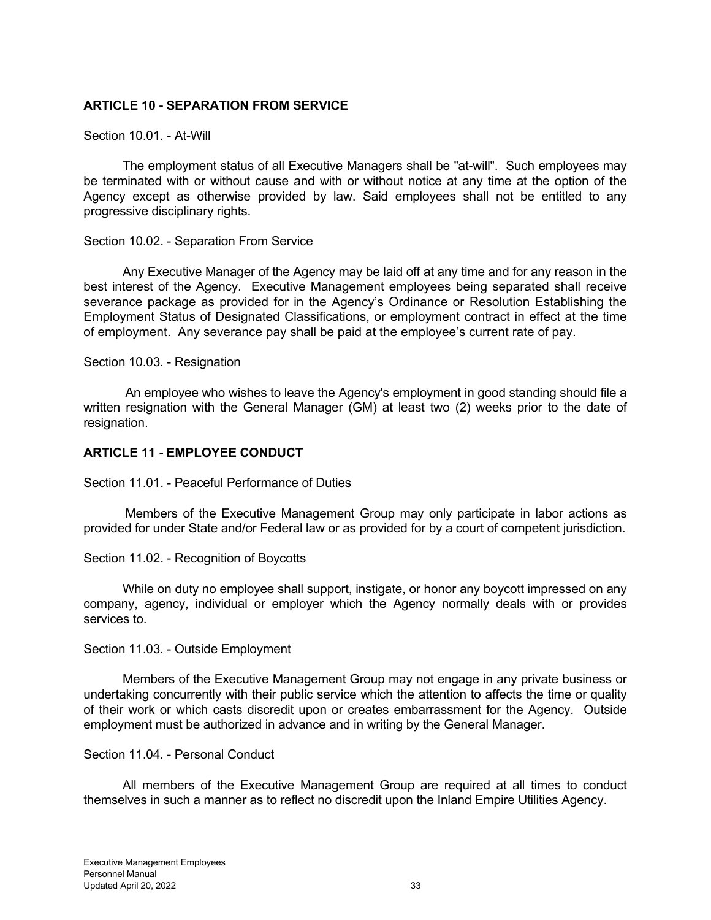## ARTICLE 10 - SEPARATION FROM SERVICE

Section 10.01. - At-Will

The employment status of all Executive Managers shall be "at-will". Such employees may be terminated with or without cause and with or without notice at any time at the option of the Agency except as otherwise provided by law. Said employees shall not be entitled to any progressive disciplinary rights.

Section 10.02. - Separation From Service

Any Executive Manager of the Agency may be laid off at any time and for any reason in the best interest of the Agency. Executive Management employees being separated shall receive severance package as provided for in the Agency's Ordinance or Resolution Establishing the Employment Status of Designated Classifications, or employment contract in effect at the time of employment. Any severance pay shall be paid at the employee's current rate of pay.

Section 10.03. - Resignation

An employee who wishes to leave the Agency's employment in good standing should file a written resignation with the General Manager (GM) at least two (2) weeks prior to the date of resignation.

## ARTICLE 11 - EMPLOYEE CONDUCT

Section 11.01. - Peaceful Performance of Duties

Members of the Executive Management Group may only participate in labor actions as provided for under State and/or Federal law or as provided for by a court of competent jurisdiction.

Section 11.02. - Recognition of Boycotts

While on duty no employee shall support, instigate, or honor any boycott impressed on any company, agency, individual or employer which the Agency normally deals with or provides services to.

Section 11.03. - Outside Employment

Members of the Executive Management Group may not engage in any private business or undertaking concurrently with their public service which the attention to affects the time or quality of their work or which casts discredit upon or creates embarrassment for the Agency. Outside employment must be authorized in advance and in writing by the General Manager.

Section 11.04. - Personal Conduct

All members of the Executive Management Group are required at all times to conduct themselves in such a manner as to reflect no discredit upon the Inland Empire Utilities Agency.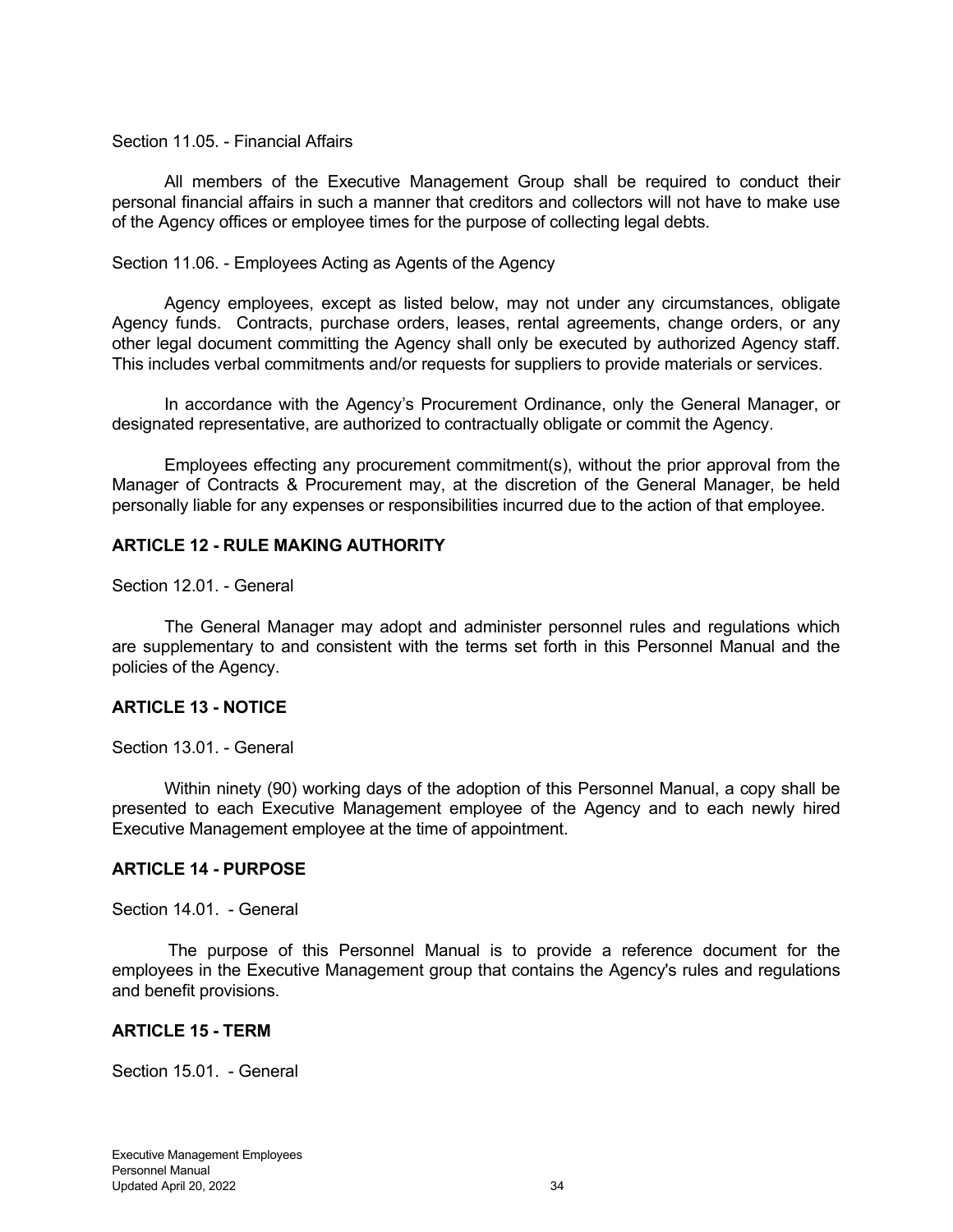Section 11.05. - Financial Affairs

All members of the Executive Management Group shall be required to conduct their personal financial affairs in such a manner that creditors and collectors will not have to make use of the Agency offices or employee times for the purpose of collecting legal debts.

Section 11.06. - Employees Acting as Agents of the Agency

Agency employees, except as listed below, may not under any circumstances, obligate Agency funds. Contracts, purchase orders, leases, rental agreements, change orders, or any other legal document committing the Agency shall only be executed by authorized Agency staff. This includes verbal commitments and/or requests for suppliers to provide materials or services.

In accordance with the Agency's Procurement Ordinance, only the General Manager, or designated representative, are authorized to contractually obligate or commit the Agency.

Employees effecting any procurement commitment(s), without the prior approval from the Manager of Contracts & Procurement may, at the discretion of the General Manager, be held personally liable for any expenses or responsibilities incurred due to the action of that employee.

## ARTICLE 12 - RULE MAKING AUTHORITY

Section 12.01. - General

The General Manager may adopt and administer personnel rules and regulations which are supplementary to and consistent with the terms set forth in this Personnel Manual and the policies of the Agency.

## ARTICLE 13 - NOTICE

Section 13.01. - General

Within ninety (90) working days of the adoption of this Personnel Manual, a copy shall be presented to each Executive Management employee of the Agency and to each newly hired Executive Management employee at the time of appointment.

## ARTICLE 14 - PURPOSE

Section 14.01. - General

The purpose of this Personnel Manual is to provide a reference document for the employees in the Executive Management group that contains the Agency's rules and regulations and benefit provisions.

## ARTICLE 15 - TERM

Section 15.01. - General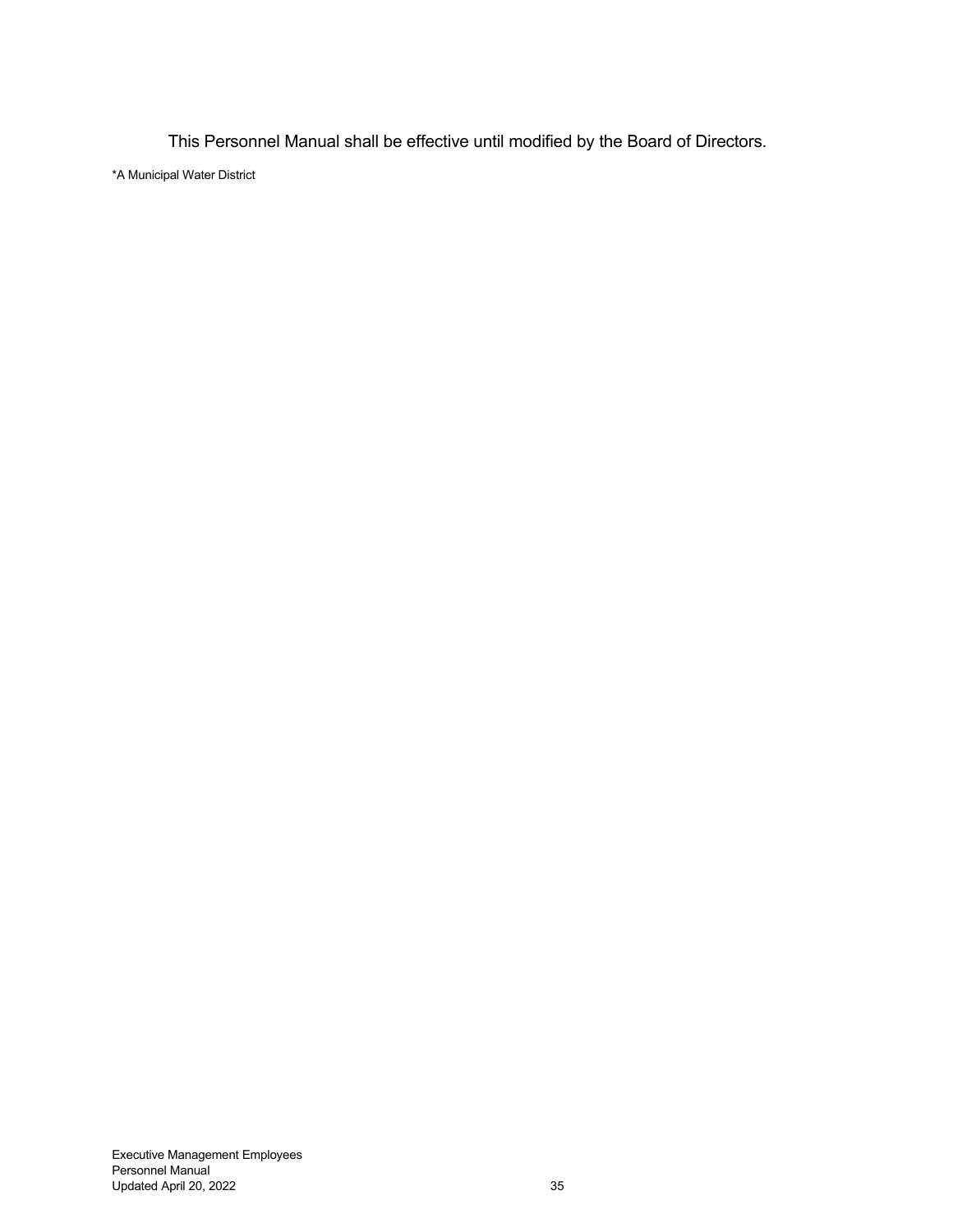This Personnel Manual shall be effective until modified by the Board of Directors.

*A Municipal Water District